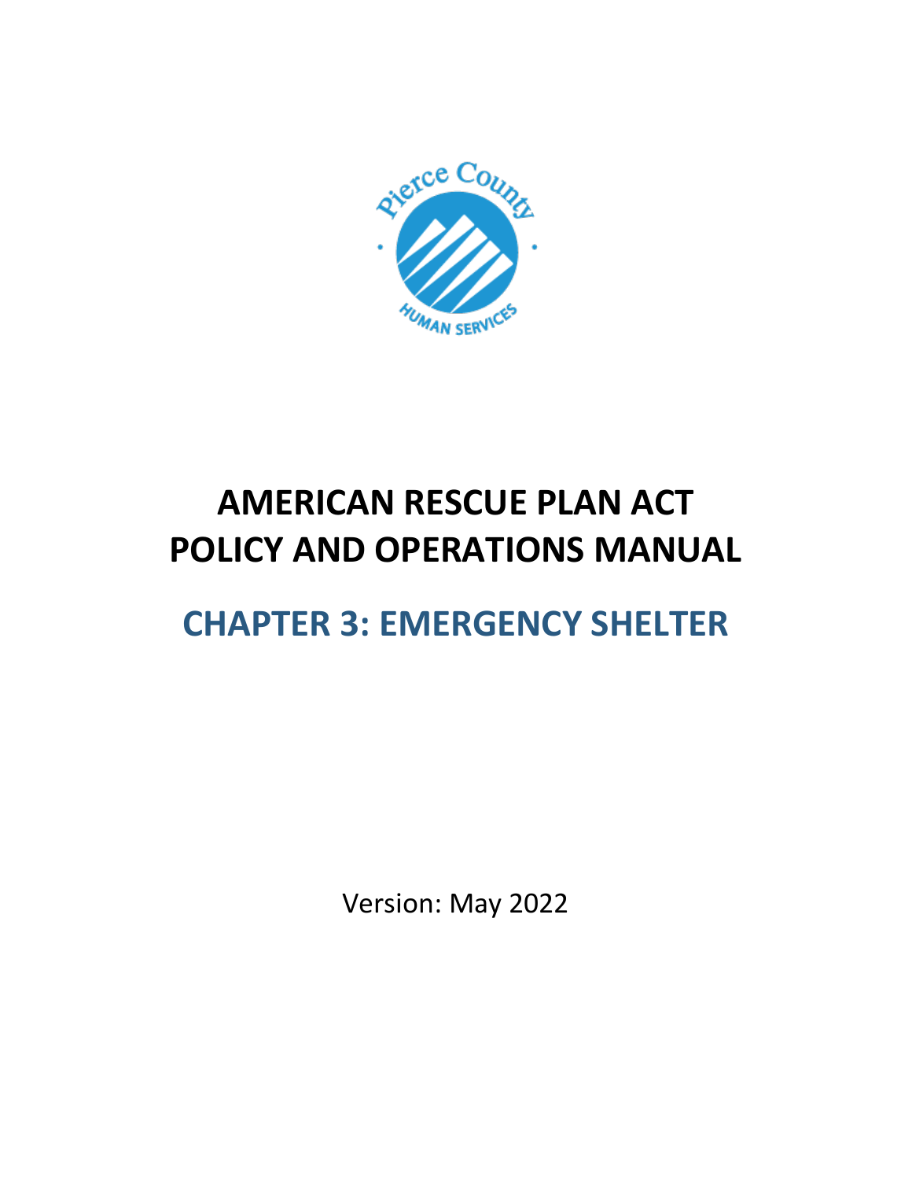# AMERICAN RESCUE PLAN ACT POLICY AND OPERATIONS MANUAL

## CHAPTER 3: EMERGENCY SHELTER

Version: May 2022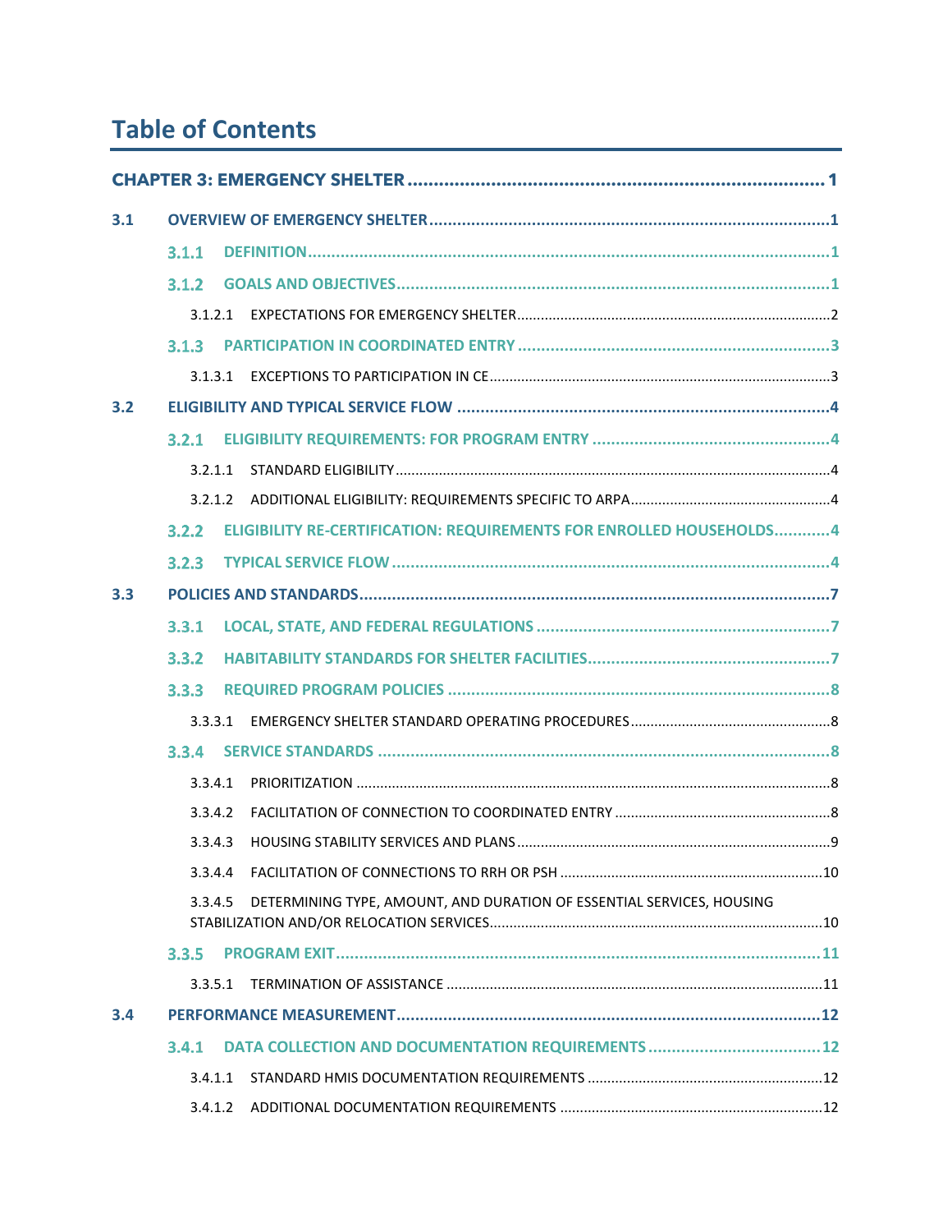# Table of Contents

**CHAPTER 3: EMERGENCY SHELTER** ..... 1

**3.1 OVERVIEW OF EMERGENCY SHELTER** ..... 1

- **3.1.1 DEFINITION** ..... 1
- **3.1.2 GOALS AND OBJECTIVES** ..... 1
  - 3.1.2.1 EXPECTATIONS FOR EMERGENCY SHELTER ..... 2
- **3.1.3 PARTICIPATION IN COORDINATED ENTRY** ..... 3
  - 3.1.3.1 EXCEPTIONS TO PARTICIPATION IN CE ..... 3

**3.2 ELIGIBILITY AND TYPICAL SERVICE FLOW** ..... 4

- **3.2.1 ELIGIBILITY REQUIREMENTS: FOR PROGRAM ENTRY** ..... 4
  - 3.2.1.1 STANDARD ELIGIBILITY ..... 4
  - 3.2.1.2 ADDITIONAL ELIGIBILITY: REQUIREMENTS SPECIFIC TO ARPA ..... 4
- **3.2.2 ELIGIBILITY RE-CERTIFICATION: REQUIREMENTS FOR ENROLLED HOUSEHOLDS** ..... 4
- **3.2.3 TYPICAL SERVICE FLOW** ..... 4

**3.3 POLICIES AND STANDARDS** ..... 7

- **3.3.1 LOCAL, STATE, AND FEDERAL REGULATIONS** ..... 7
- **3.3.2 HABITABILITY STANDARDS FOR SHELTER FACILITIES** ..... 7
- **3.3.3 REQUIRED PROGRAM POLICIES** ..... 8
  - 3.3.3.1 EMERGENCY SHELTER STANDARD OPERATING PROCEDURES ..... 8
- **3.3.4 SERVICE STANDARDS** ..... 8
  - 3.3.4.1 PRIORITIZATION ..... 8
  - 3.3.4.2 FACILITATION OF CONNECTION TO COORDINATED ENTRY ..... 8
  - 3.3.4.3 HOUSING STABILITY SERVICES AND PLANS ..... 9
  - 3.3.4.4 FACILITATION OF CONNECTIONS TO RRH OR PSH ..... 10
  - 3.3.4.5 DETERMINING TYPE, AMOUNT, AND DURATION OF ESSENTIAL SERVICES, HOUSING STABILIZATION AND/OR RELOCATION SERVICES ..... 10
- **3.3.5 PROGRAM EXIT** ..... 11
  - 3.3.5.1 TERMINATION OF ASSISTANCE ..... 11

**3.4 PERFORMANCE MEASUREMENT** ..... 12

- **3.4.1 DATA COLLECTION AND DOCUMENTATION REQUIREMENTS** ..... 12
  - 3.4.1.1 STANDARD HMIS DOCUMENTATION REQUIREMENTS ..... 12
  - 3.4.1.2 ADDITIONAL DOCUMENTATION REQUIREMENTS ..... 12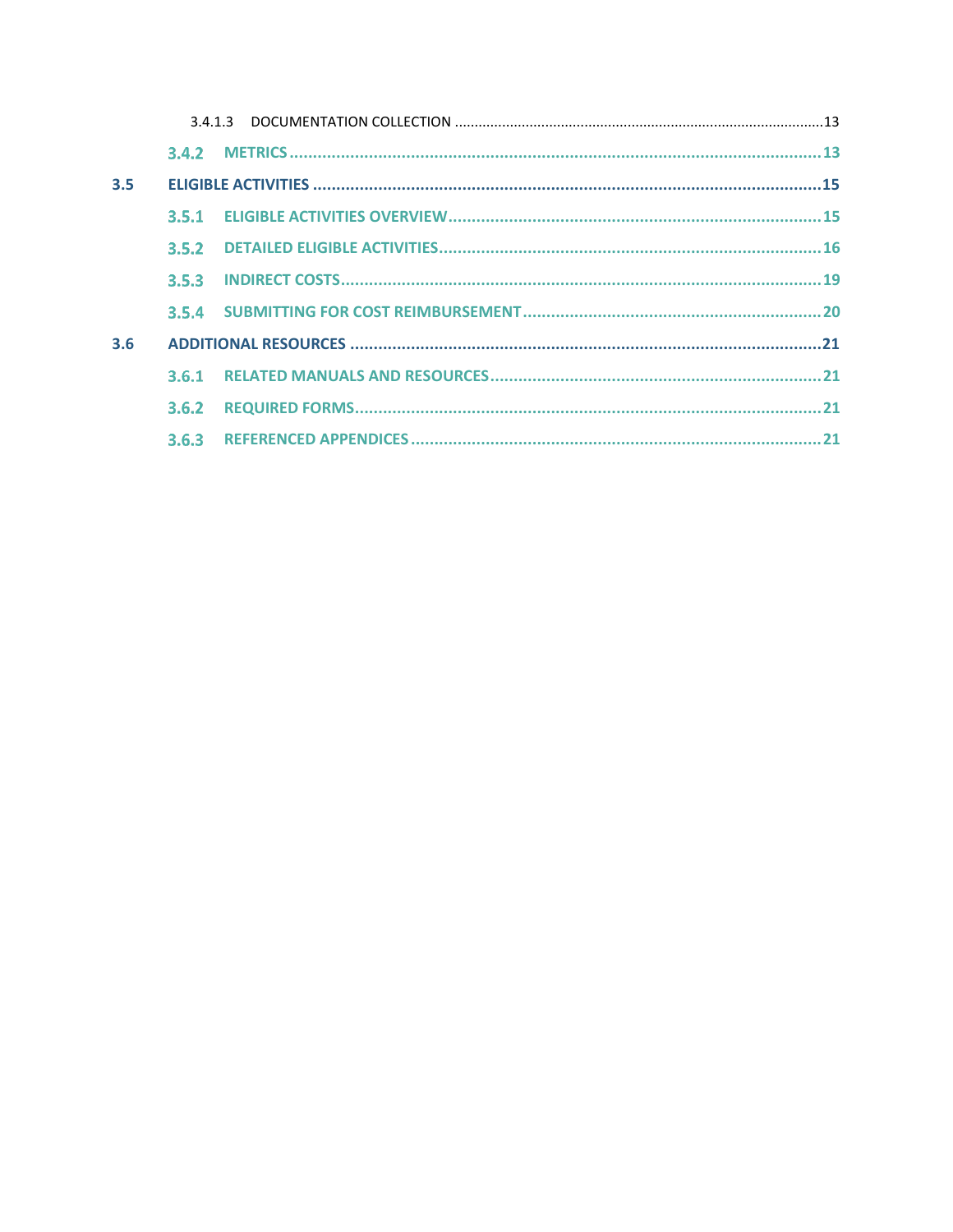3.4.1.3 DOCUMENTATION COLLECTION ....................................................................................................13

3.4.2 METRICS ....................................................................................................................................13

3.5 ELIGIBLE ACTIVITIES ........................................................................................................................15

3.5.1 ELIGIBLE ACTIVITIES OVERVIEW ................................................................................................15

3.5.2 DETAILED ELIGIBLE ACTIVITIES ...................................................................................................16

3.5.3 INDIRECT COSTS .........................................................................................................................19

3.5.4 SUBMITTING FOR COST REIMBURSEMENT ..................................................................................20

3.6 ADDITIONAL RESOURCES ..................................................................................................................21

3.6.1 RELATED MANUALS AND RESOURCES ........................................................................................21

3.6.2 REQUIRED FORMS ......................................................................................................................21

3.6.3 REFERENCED APPENDICES .........................................................................................................21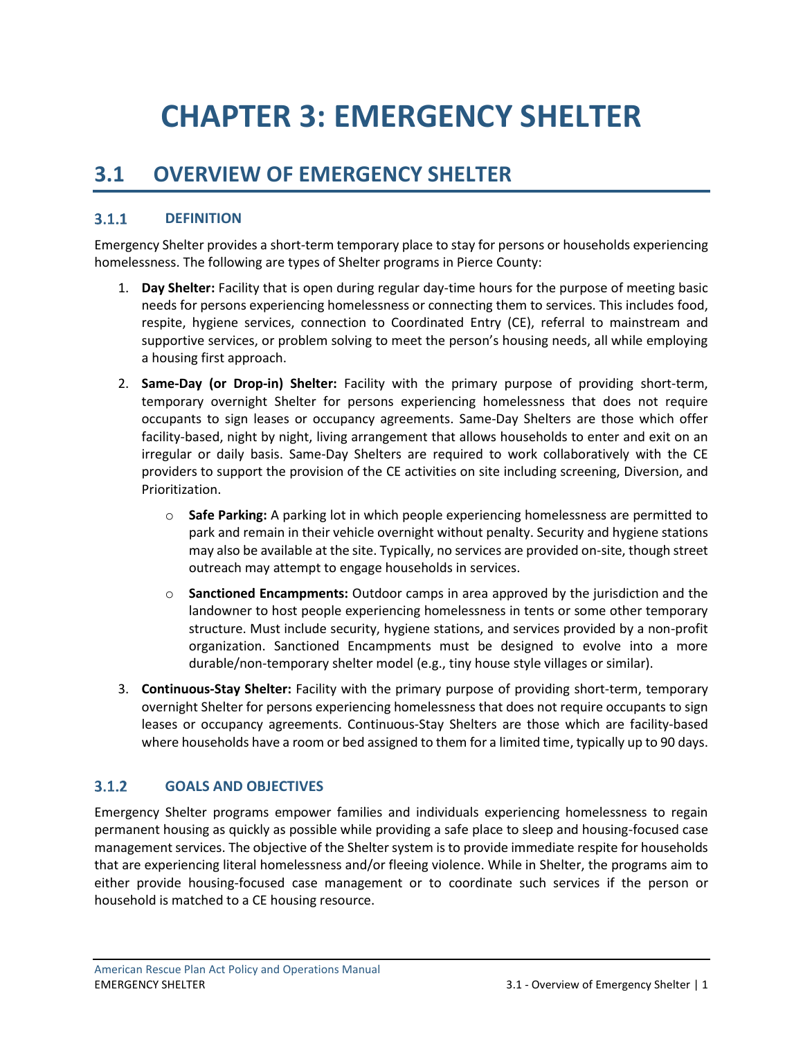# CHAPTER 3: EMERGENCY SHELTER

## 3.1 OVERVIEW OF EMERGENCY SHELTER

### 3.1.1 DEFINITION

Emergency Shelter provides a short-term temporary place to stay for persons or households experiencing homelessness. The following are types of Shelter programs in Pierce County:

1. **Day Shelter:** Facility that is open during regular day-time hours for the purpose of meeting basic needs for persons experiencing homelessness or connecting them to services. This includes food, respite, hygiene services, connection to Coordinated Entry (CE), referral to mainstream and supportive services, or problem solving to meet the person's housing needs, all while employing a housing first approach.
2. **Same-Day (or Drop-in) Shelter:** Facility with the primary purpose of providing short-term, temporary overnight Shelter for persons experiencing homelessness that does not require occupants to sign leases or occupancy agreements. Same-Day Shelters are those which offer facility-based, night by night, living arrangement that allows households to enter and exit on an irregular or daily basis. Same-Day Shelters are required to work collaboratively with the CE providers to support the provision of the CE activities on site including screening, Diversion, and Prioritization.
    - **Safe Parking:** A parking lot in which people experiencing homelessness are permitted to park and remain in their vehicle overnight without penalty. Security and hygiene stations may also be available at the site. Typically, no services are provided on-site, though street outreach may attempt to engage households in services.
    - **Sanctioned Encampments:** Outdoor camps in area approved by the jurisdiction and the landowner to host people experiencing homelessness in tents or some other temporary structure. Must include security, hygiene stations, and services provided by a non-profit organization. Sanctioned Encampments must be designed to evolve into a more durable/non-temporary shelter model (e.g., tiny house style villages or similar).
3. **Continuous-Stay Shelter:** Facility with the primary purpose of providing short-term, temporary overnight Shelter for persons experiencing homelessness that does not require occupants to sign leases or occupancy agreements. Continuous-Stay Shelters are those which are facility-based where households have a room or bed assigned to them for a limited time, typically up to 90 days.

### 3.1.2 GOALS AND OBJECTIVES

Emergency Shelter programs empower families and individuals experiencing homelessness to regain permanent housing as quickly as possible while providing a safe place to sleep and housing-focused case management services. The objective of the Shelter system is to provide immediate respite for households that are experiencing literal homelessness and/or fleeing violence. While in Shelter, the programs aim to either provide housing-focused case management or to coordinate such services if the person or household is matched to a CE housing resource.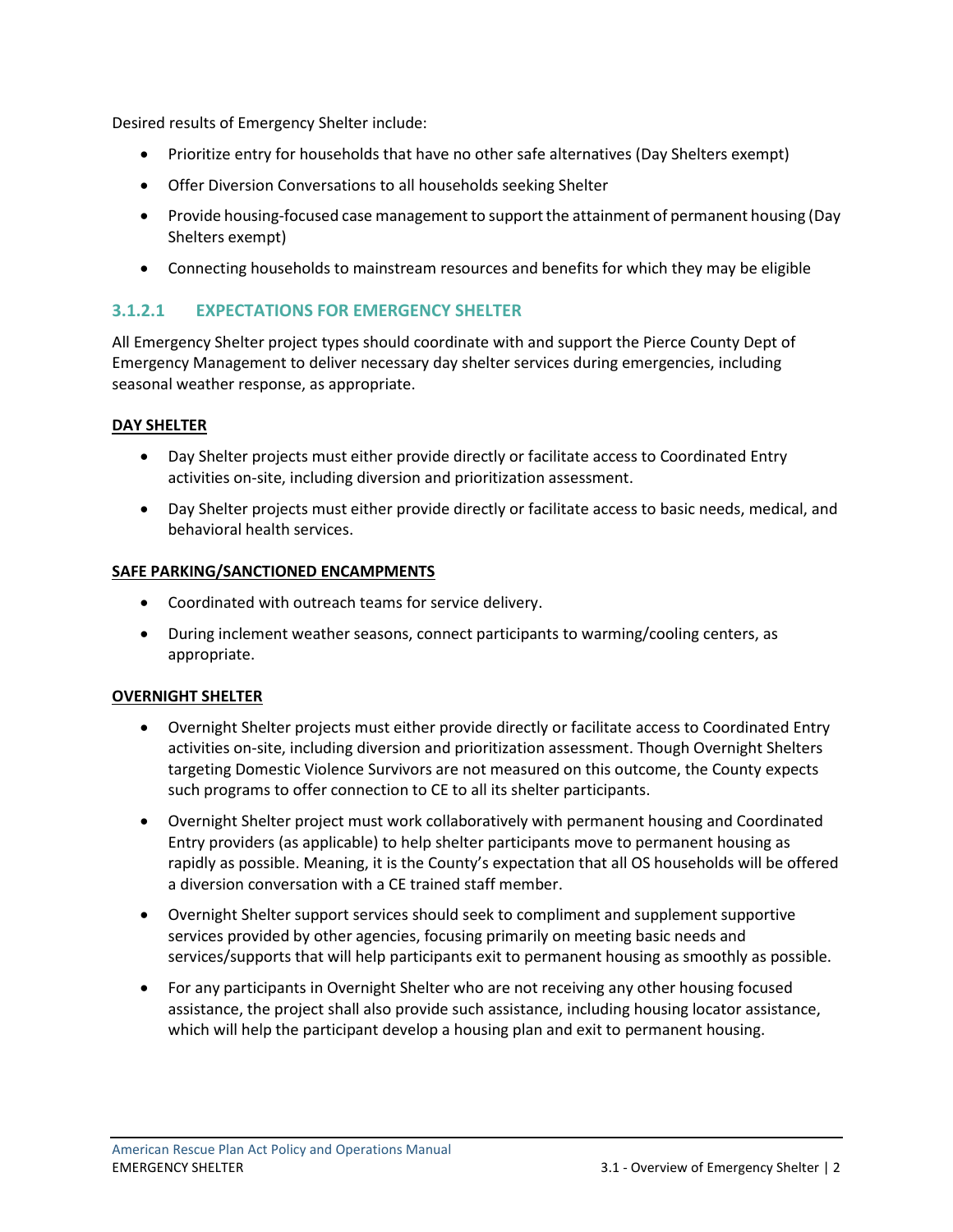Desired results of Emergency Shelter include:

- Prioritize entry for households that have no other safe alternatives (Day Shelters exempt)
- Offer Diversion Conversations to all households seeking Shelter
- Provide housing-focused case management to support the attainment of permanent housing (Day Shelters exempt)
- Connecting households to mainstream resources and benefits for which they may be eligible

### 3.1.2.1 EXPECTATIONS FOR EMERGENCY SHELTER

All Emergency Shelter project types should coordinate with and support the Pierce County Dept of Emergency Management to deliver necessary day shelter services during emergencies, including seasonal weather response, as appropriate.

**DAY SHELTER**

- Day Shelter projects must either provide directly or facilitate access to Coordinated Entry activities on-site, including diversion and prioritization assessment.
- Day Shelter projects must either provide directly or facilitate access to basic needs, medical, and behavioral health services.

**SAFE PARKING/SANCTIONED ENCAMPMENTS**

- Coordinated with outreach teams for service delivery.
- During inclement weather seasons, connect participants to warming/cooling centers, as appropriate.

**OVERNIGHT SHELTER**

- Overnight Shelter projects must either provide directly or facilitate access to Coordinated Entry activities on-site, including diversion and prioritization assessment. Though Overnight Shelters targeting Domestic Violence Survivors are not measured on this outcome, the County expects such programs to offer connection to CE to all its shelter participants.
- Overnight Shelter project must work collaboratively with permanent housing and Coordinated Entry providers (as applicable) to help shelter participants move to permanent housing as rapidly as possible. Meaning, it is the County's expectation that all OS households will be offered a diversion conversation with a CE trained staff member.
- Overnight Shelter support services should seek to compliment and supplement supportive services provided by other agencies, focusing primarily on meeting basic needs and services/supports that will help participants exit to permanent housing as smoothly as possible.
- For any participants in Overnight Shelter who are not receiving any other housing focused assistance, the project shall also provide such assistance, including housing locator assistance, which will help the participant develop a housing plan and exit to permanent housing.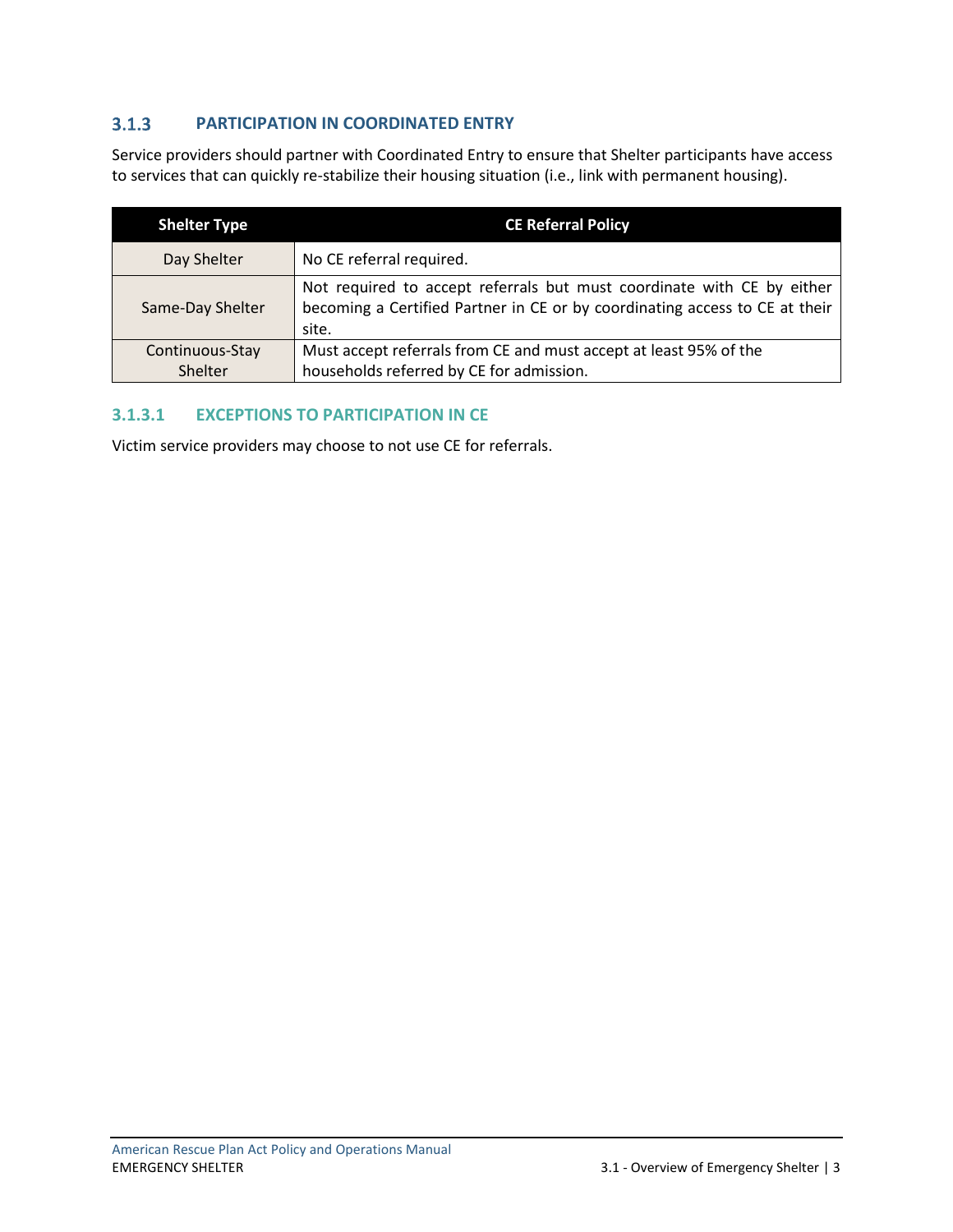### 3.1.3 PARTICIPATION IN COORDINATED ENTRY

Service providers should partner with Coordinated Entry to ensure that Shelter participants have access to services that can quickly re-stabilize their housing situation (i.e., link with permanent housing).

| Shelter Type | CE Referral Policy |
|---|---|
| Day Shelter | No CE referral required. |
| Same-Day Shelter | Not required to accept referrals but must coordinate with CE by either becoming a Certified Partner in CE or by coordinating access to CE at their site. |
| Continuous-Stay Shelter | Must accept referrals from CE and must accept at least 95% of the households referred by CE for admission. |

#### 3.1.3.1 EXCEPTIONS TO PARTICIPATION IN CE

Victim service providers may choose to not use CE for referrals.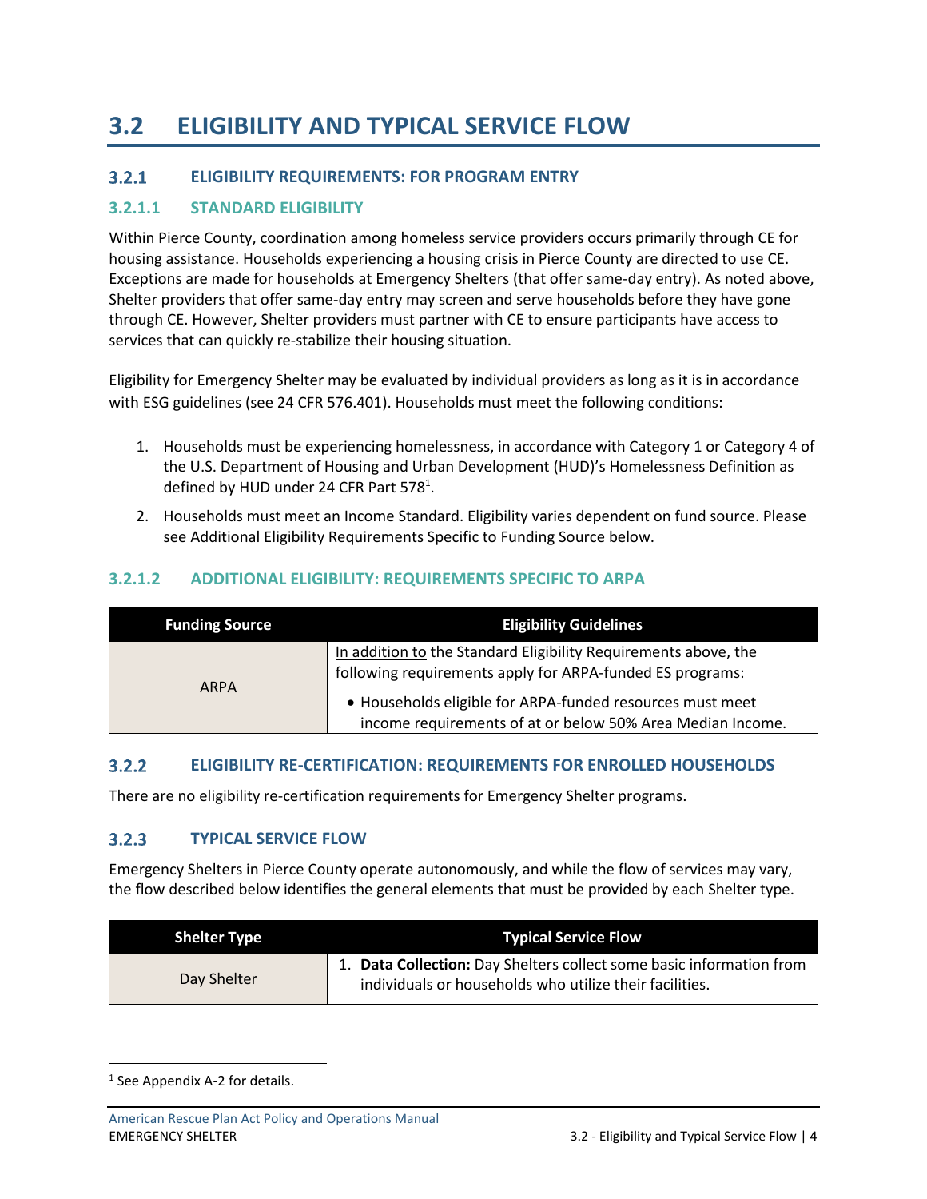# 3.2 ELIGIBILITY AND TYPICAL SERVICE FLOW

## 3.2.1 ELIGIBILITY REQUIREMENTS: FOR PROGRAM ENTRY

### 3.2.1.1 STANDARD ELIGIBILITY

Within Pierce County, coordination among homeless service providers occurs primarily through CE for housing assistance. Households experiencing a housing crisis in Pierce County are directed to use CE. Exceptions are made for households at Emergency Shelters (that offer same-day entry). As noted above, Shelter providers that offer same-day entry may screen and serve households before they have gone through CE. However, Shelter providers must partner with CE to ensure participants have access to services that can quickly re-stabilize their housing situation.

Eligibility for Emergency Shelter may be evaluated by individual providers as long as it is in accordance with ESG guidelines (see 24 CFR 576.401). Households must meet the following conditions:

1. Households must be experiencing homelessness, in accordance with Category 1 or Category 4 of the U.S. Department of Housing and Urban Development (HUD)'s Homelessness Definition as defined by HUD under 24 CFR Part 578[1].
2. Households must meet an Income Standard. Eligibility varies dependent on fund source. Please see Additional Eligibility Requirements Specific to Funding Source below.

### 3.2.1.2 ADDITIONAL ELIGIBILITY: REQUIREMENTS SPECIFIC TO ARPA

| Funding Source | Eligibility Guidelines |
|---|---|
| ARPA | In addition to the Standard Eligibility Requirements above, the following requirements apply for ARPA-funded ES programs:<br>• Households eligible for ARPA-funded resources must meet income requirements of at or below 50% Area Median Income. |

## 3.2.2 ELIGIBILITY RE-CERTIFICATION: REQUIREMENTS FOR ENROLLED HOUSEHOLDS

There are no eligibility re-certification requirements for Emergency Shelter programs.

## 3.2.3 TYPICAL SERVICE FLOW

Emergency Shelters in Pierce County operate autonomously, and while the flow of services may vary, the flow described below identifies the general elements that must be provided by each Shelter type.

| Shelter Type | Typical Service Flow |
|---|---|
| Day Shelter | 1. **Data Collection:** Day Shelters collect some basic information from individuals or households who utilize their facilities. |

[1] See Appendix A-2 for details.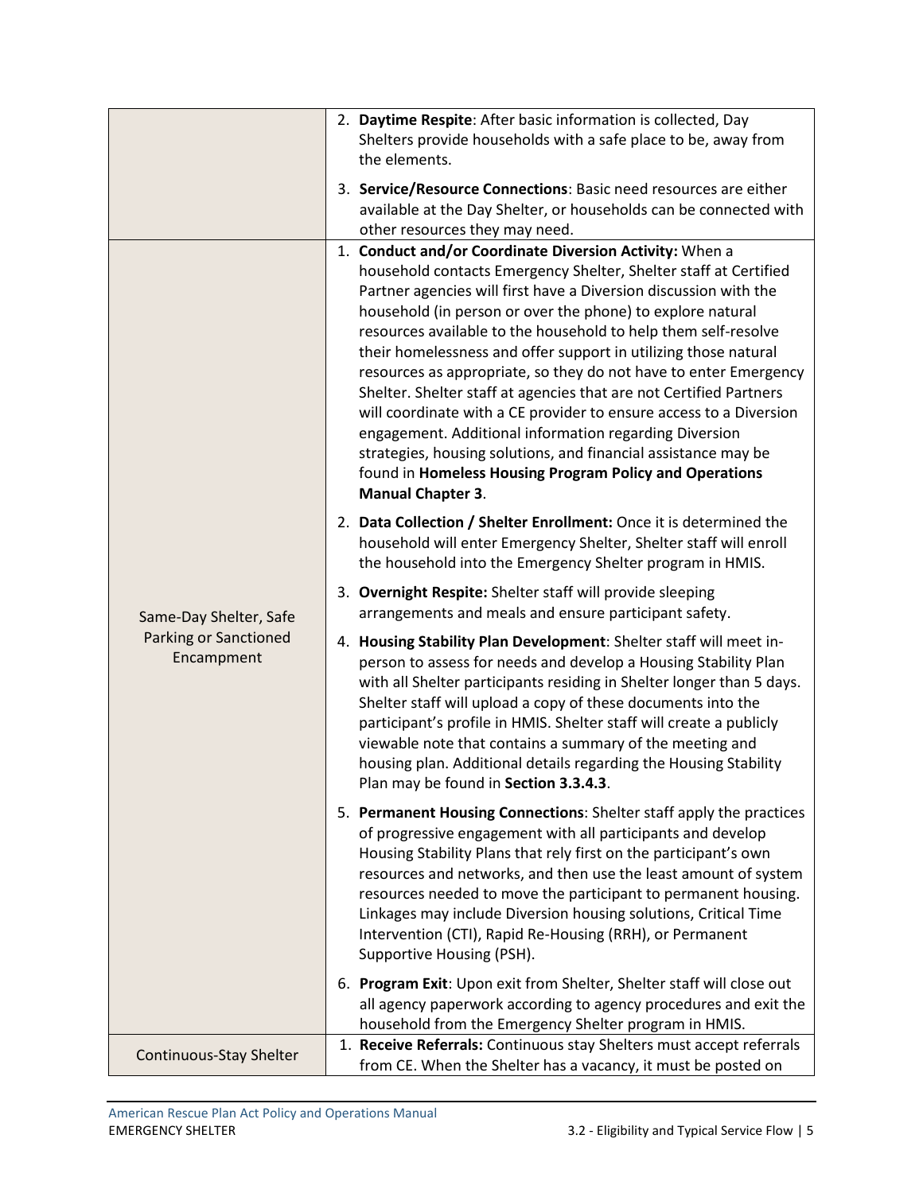| | |
|---|---|
| | 2. **Daytime Respite**: After basic information is collected, Day Shelters provide households with a safe place to be, away from the elements.<br><br>3. **Service/Resource Connections**: Basic need resources are either available at the Day Shelter, or households can be connected with other resources they may need. |
| Same-Day Shelter, Safe Parking or Sanctioned Encampment | 1. **Conduct and/or Coordinate Diversion Activity:** When a household contacts Emergency Shelter, Shelter staff at Certified Partner agencies will first have a Diversion discussion with the household (in person or over the phone) to explore natural resources available to the household to help them self-resolve their homelessness and offer support in utilizing those natural resources as appropriate, so they do not have to enter Emergency Shelter. Shelter staff at agencies that are not Certified Partners will coordinate with a CE provider to ensure access to a Diversion engagement. Additional information regarding Diversion strategies, housing solutions, and financial assistance may be found in **Homeless Housing Program Policy and Operations Manual Chapter 3**.<br><br>2. **Data Collection / Shelter Enrollment:** Once it is determined the household will enter Emergency Shelter, Shelter staff will enroll the household into the Emergency Shelter program in HMIS.<br><br>3. **Overnight Respite:** Shelter staff will provide sleeping arrangements and meals and ensure participant safety.<br><br>4. **Housing Stability Plan Development**: Shelter staff will meet in-person to assess for needs and develop a Housing Stability Plan with all Shelter participants residing in Shelter longer than 5 days. Shelter staff will upload a copy of these documents into the participant's profile in HMIS. Shelter staff will create a publicly viewable note that contains a summary of the meeting and housing plan. Additional details regarding the Housing Stability Plan may be found in **Section 3.3.4.3**.<br><br>5. **Permanent Housing Connections**: Shelter staff apply the practices of progressive engagement with all participants and develop Housing Stability Plans that rely first on the participant's own resources and networks, and then use the least amount of system resources needed to move the participant to permanent housing. Linkages may include Diversion housing solutions, Critical Time Intervention (CTI), Rapid Re-Housing (RRH), or Permanent Supportive Housing (PSH).<br><br>6. **Program Exit**: Upon exit from Shelter, Shelter staff will close out all agency paperwork according to agency procedures and exit the household from the Emergency Shelter program in HMIS. |
| Continuous-Stay Shelter | 1. **Receive Referrals:** Continuous stay Shelters must accept referrals from CE. When the Shelter has a vacancy, it must be posted on |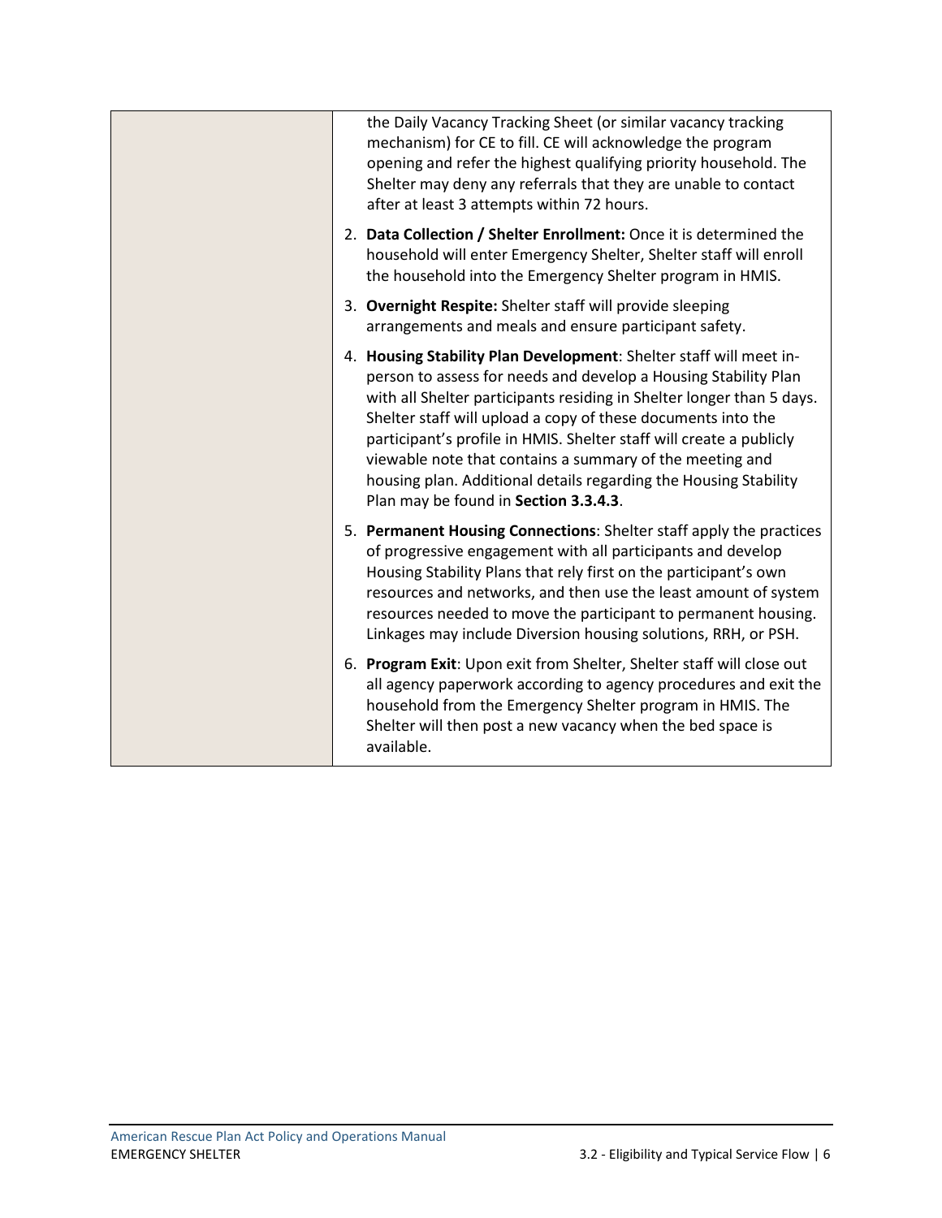| | |
|---|---|
| | the Daily Vacancy Tracking Sheet (or similar vacancy tracking mechanism) for CE to fill. CE will acknowledge the program opening and refer the highest qualifying priority household. The Shelter may deny any referrals that they are unable to contact after at least 3 attempts within 72 hours.<br><br>2. **Data Collection / Shelter Enrollment:** Once it is determined the household will enter Emergency Shelter, Shelter staff will enroll the household into the Emergency Shelter program in HMIS.<br><br>3. **Overnight Respite:** Shelter staff will provide sleeping arrangements and meals and ensure participant safety.<br><br>4. **Housing Stability Plan Development**: Shelter staff will meet in-person to assess for needs and develop a Housing Stability Plan with all Shelter participants residing in Shelter longer than 5 days. Shelter staff will upload a copy of these documents into the participant's profile in HMIS. Shelter staff will create a publicly viewable note that contains a summary of the meeting and housing plan. Additional details regarding the Housing Stability Plan may be found in **Section 3.3.4.3**.<br><br>5. **Permanent Housing Connections**: Shelter staff apply the practices of progressive engagement with all participants and develop Housing Stability Plans that rely first on the participant's own resources and networks, and then use the least amount of system resources needed to move the participant to permanent housing. Linkages may include Diversion housing solutions, RRH, or PSH.<br><br>6. **Program Exit**: Upon exit from Shelter, Shelter staff will close out all agency paperwork according to agency procedures and exit the household from the Emergency Shelter program in HMIS. The Shelter will then post a new vacancy when the bed space is available. |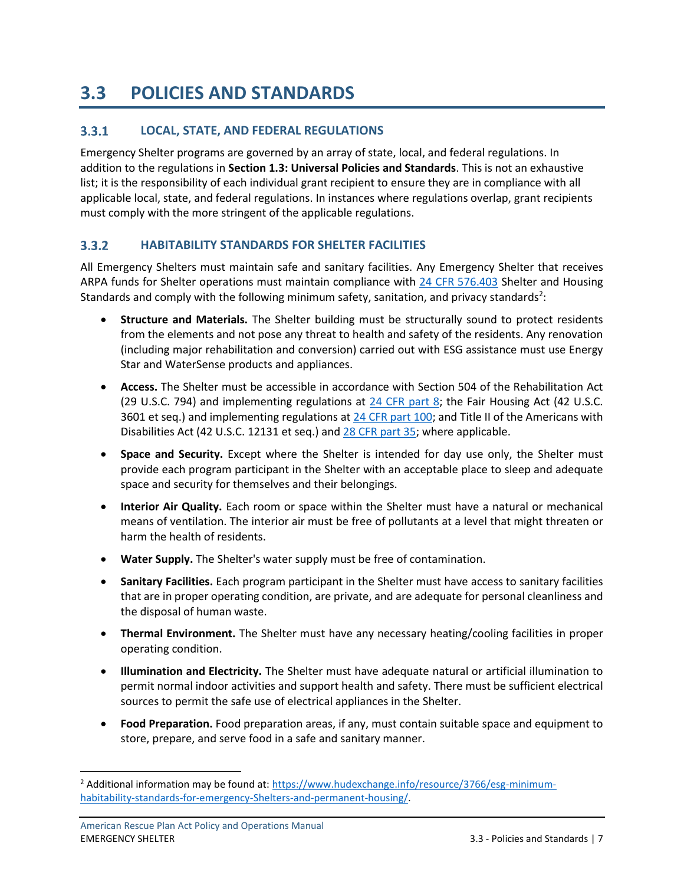# 3.3 POLICIES AND STANDARDS

## 3.3.1 LOCAL, STATE, AND FEDERAL REGULATIONS

Emergency Shelter programs are governed by an array of state, local, and federal regulations. In addition to the regulations in **Section 1.3: Universal Policies and Standards**. This is not an exhaustive list; it is the responsibility of each individual grant recipient to ensure they are in compliance with all applicable local, state, and federal regulations. In instances where regulations overlap, grant recipients must comply with the more stringent of the applicable regulations.

## 3.3.2 HABITABILITY STANDARDS FOR SHELTER FACILITIES

All Emergency Shelters must maintain safe and sanitary facilities. Any Emergency Shelter that receives ARPA funds for Shelter operations must maintain compliance with 24 CFR 576.403 Shelter and Housing Standards and comply with the following minimum safety, sanitation, and privacy standards[2]:

- **Structure and Materials.** The Shelter building must be structurally sound to protect residents from the elements and not pose any threat to health and safety of the residents. Any renovation (including major rehabilitation and conversion) carried out with ESG assistance must use Energy Star and WaterSense products and appliances.
- **Access.** The Shelter must be accessible in accordance with Section 504 of the Rehabilitation Act (29 U.S.C. 794) and implementing regulations at 24 CFR part 8; the Fair Housing Act (42 U.S.C. 3601 et seq.) and implementing regulations at 24 CFR part 100; and Title II of the Americans with Disabilities Act (42 U.S.C. 12131 et seq.) and 28 CFR part 35; where applicable.
- **Space and Security.** Except where the Shelter is intended for day use only, the Shelter must provide each program participant in the Shelter with an acceptable place to sleep and adequate space and security for themselves and their belongings.
- **Interior Air Quality.** Each room or space within the Shelter must have a natural or mechanical means of ventilation. The interior air must be free of pollutants at a level that might threaten or harm the health of residents.
- **Water Supply.** The Shelter's water supply must be free of contamination.
- **Sanitary Facilities.** Each program participant in the Shelter must have access to sanitary facilities that are in proper operating condition, are private, and are adequate for personal cleanliness and the disposal of human waste.
- **Thermal Environment.** The Shelter must have any necessary heating/cooling facilities in proper operating condition.
- **Illumination and Electricity.** The Shelter must have adequate natural or artificial illumination to permit normal indoor activities and support health and safety. There must be sufficient electrical sources to permit the safe use of electrical appliances in the Shelter.
- **Food Preparation.** Food preparation areas, if any, must contain suitable space and equipment to store, prepare, and serve food in a safe and sanitary manner.

[2] Additional information may be found at: https://www.hudexchange.info/resource/3766/esg-minimum-habitability-standards-for-emergency-Shelters-and-permanent-housing/.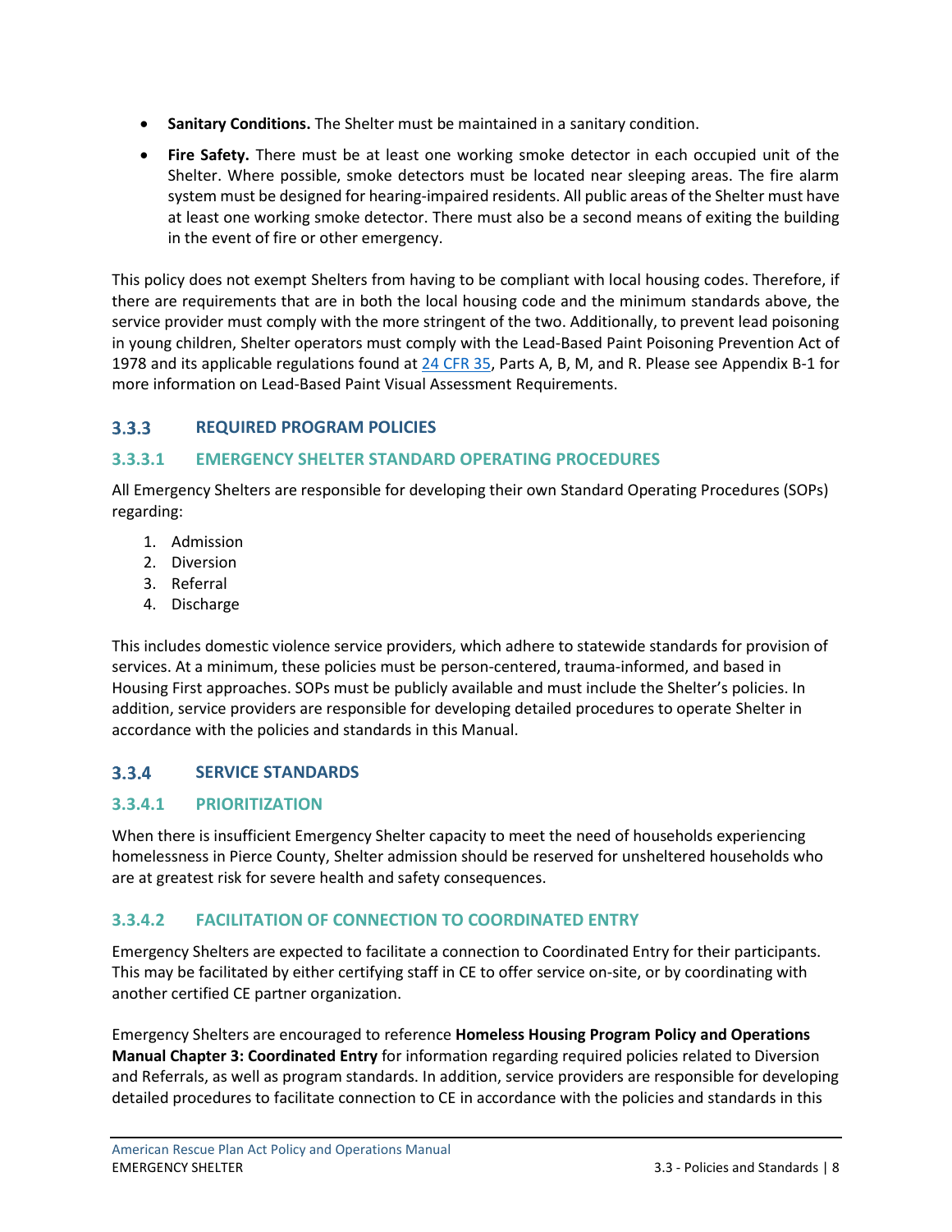- **Sanitary Conditions.** The Shelter must be maintained in a sanitary condition.
- **Fire Safety.** There must be at least one working smoke detector in each occupied unit of the Shelter. Where possible, smoke detectors must be located near sleeping areas. The fire alarm system must be designed for hearing-impaired residents. All public areas of the Shelter must have at least one working smoke detector. There must also be a second means of exiting the building in the event of fire or other emergency.

This policy does not exempt Shelters from having to be compliant with local housing codes. Therefore, if there are requirements that are in both the local housing code and the minimum standards above, the service provider must comply with the more stringent of the two. Additionally, to prevent lead poisoning in young children, Shelter operators must comply with the Lead-Based Paint Poisoning Prevention Act of 1978 and its applicable regulations found at 24 CFR 35, Parts A, B, M, and R. Please see Appendix B-1 for more information on Lead-Based Paint Visual Assessment Requirements.

### 3.3.3 REQUIRED PROGRAM POLICIES

#### 3.3.3.1 EMERGENCY SHELTER STANDARD OPERATING PROCEDURES

All Emergency Shelters are responsible for developing their own Standard Operating Procedures (SOPs) regarding:

1. Admission
2. Diversion
3. Referral
4. Discharge

This includes domestic violence service providers, which adhere to statewide standards for provision of services. At a minimum, these policies must be person-centered, trauma-informed, and based in Housing First approaches. SOPs must be publicly available and must include the Shelter's policies. In addition, service providers are responsible for developing detailed procedures to operate Shelter in accordance with the policies and standards in this Manual.

### 3.3.4 SERVICE STANDARDS

#### 3.3.4.1 PRIORITIZATION

When there is insufficient Emergency Shelter capacity to meet the need of households experiencing homelessness in Pierce County, Shelter admission should be reserved for unsheltered households who are at greatest risk for severe health and safety consequences.

#### 3.3.4.2 FACILITATION OF CONNECTION TO COORDINATED ENTRY

Emergency Shelters are expected to facilitate a connection to Coordinated Entry for their participants. This may be facilitated by either certifying staff in CE to offer service on-site, or by coordinating with another certified CE partner organization.

Emergency Shelters are encouraged to reference **Homeless Housing Program Policy and Operations Manual Chapter 3: Coordinated Entry** for information regarding required policies related to Diversion and Referrals, as well as program standards. In addition, service providers are responsible for developing detailed procedures to facilitate connection to CE in accordance with the policies and standards in this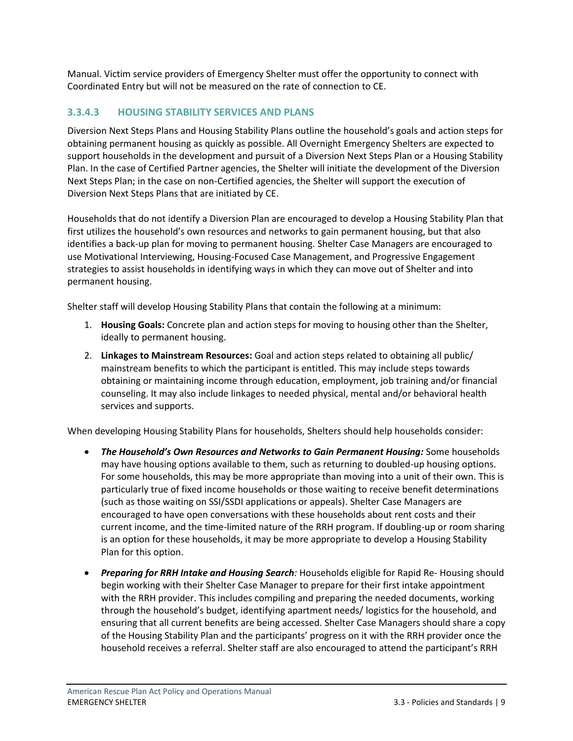Manual. Victim service providers of Emergency Shelter must offer the opportunity to connect with Coordinated Entry but will not be measured on the rate of connection to CE.

### 3.3.4.3 HOUSING STABILITY SERVICES AND PLANS

Diversion Next Steps Plans and Housing Stability Plans outline the household's goals and action steps for obtaining permanent housing as quickly as possible. All Overnight Emergency Shelters are expected to support households in the development and pursuit of a Diversion Next Steps Plan or a Housing Stability Plan. In the case of Certified Partner agencies, the Shelter will initiate the development of the Diversion Next Steps Plan; in the case on non-Certified agencies, the Shelter will support the execution of Diversion Next Steps Plans that are initiated by CE.

Households that do not identify a Diversion Plan are encouraged to develop a Housing Stability Plan that first utilizes the household's own resources and networks to gain permanent housing, but that also identifies a back-up plan for moving to permanent housing. Shelter Case Managers are encouraged to use Motivational Interviewing, Housing-Focused Case Management, and Progressive Engagement strategies to assist households in identifying ways in which they can move out of Shelter and into permanent housing.

Shelter staff will develop Housing Stability Plans that contain the following at a minimum:

1. **Housing Goals:** Concrete plan and action steps for moving to housing other than the Shelter, ideally to permanent housing.
2. **Linkages to Mainstream Resources:** Goal and action steps related to obtaining all public/ mainstream benefits to which the participant is entitled. This may include steps towards obtaining or maintaining income through education, employment, job training and/or financial counseling. It may also include linkages to needed physical, mental and/or behavioral health services and supports.

When developing Housing Stability Plans for households, Shelters should help households consider:

- ***The Household's Own Resources and Networks to Gain Permanent Housing:*** Some households may have housing options available to them, such as returning to doubled-up housing options. For some households, this may be more appropriate than moving into a unit of their own. This is particularly true of fixed income households or those waiting to receive benefit determinations (such as those waiting on SSI/SSDI applications or appeals). Shelter Case Managers are encouraged to have open conversations with these households about rent costs and their current income, and the time-limited nature of the RRH program. If doubling-up or room sharing is an option for these households, it may be more appropriate to develop a Housing Stability Plan for this option.
- ***Preparing for RRH Intake and Housing Search:*** Households eligible for Rapid Re- Housing should begin working with their Shelter Case Manager to prepare for their first intake appointment with the RRH provider. This includes compiling and preparing the needed documents, working through the household's budget, identifying apartment needs/ logistics for the household, and ensuring that all current benefits are being accessed. Shelter Case Managers should share a copy of the Housing Stability Plan and the participants' progress on it with the RRH provider once the household receives a referral. Shelter staff are also encouraged to attend the participant's RRH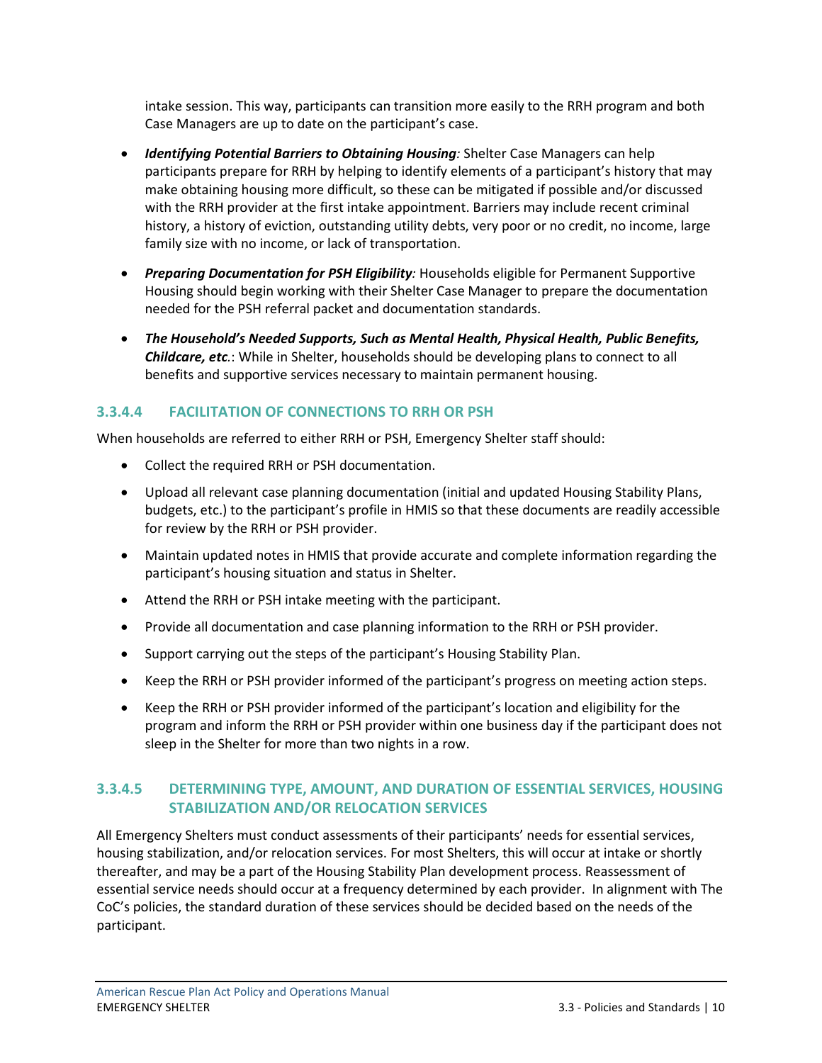intake session. This way, participants can transition more easily to the RRH program and both Case Managers are up to date on the participant's case.

- ***Identifying Potential Barriers to Obtaining Housing:*** Shelter Case Managers can help participants prepare for RRH by helping to identify elements of a participant's history that may make obtaining housing more difficult, so these can be mitigated if possible and/or discussed with the RRH provider at the first intake appointment. Barriers may include recent criminal history, a history of eviction, outstanding utility debts, very poor or no credit, no income, large family size with no income, or lack of transportation.

- ***Preparing Documentation for PSH Eligibility:*** Households eligible for Permanent Supportive Housing should begin working with their Shelter Case Manager to prepare the documentation needed for the PSH referral packet and documentation standards.

- ***The Household's Needed Supports, Such as Mental Health, Physical Health, Public Benefits, Childcare, etc.***: While in Shelter, households should be developing plans to connect to all benefits and supportive services necessary to maintain permanent housing.

### 3.3.4.4 FACILITATION OF CONNECTIONS TO RRH OR PSH

When households are referred to either RRH or PSH, Emergency Shelter staff should:

- Collect the required RRH or PSH documentation.
- Upload all relevant case planning documentation (initial and updated Housing Stability Plans, budgets, etc.) to the participant's profile in HMIS so that these documents are readily accessible for review by the RRH or PSH provider.
- Maintain updated notes in HMIS that provide accurate and complete information regarding the participant's housing situation and status in Shelter.
- Attend the RRH or PSH intake meeting with the participant.
- Provide all documentation and case planning information to the RRH or PSH provider.
- Support carrying out the steps of the participant's Housing Stability Plan.
- Keep the RRH or PSH provider informed of the participant's progress on meeting action steps.
- Keep the RRH or PSH provider informed of the participant's location and eligibility for the program and inform the RRH or PSH provider within one business day if the participant does not sleep in the Shelter for more than two nights in a row.

### 3.3.4.5 DETERMINING TYPE, AMOUNT, AND DURATION OF ESSENTIAL SERVICES, HOUSING STABILIZATION AND/OR RELOCATION SERVICES

All Emergency Shelters must conduct assessments of their participants' needs for essential services, housing stabilization, and/or relocation services. For most Shelters, this will occur at intake or shortly thereafter, and may be a part of the Housing Stability Plan development process. Reassessment of essential service needs should occur at a frequency determined by each provider. In alignment with The CoC's policies, the standard duration of these services should be decided based on the needs of the participant.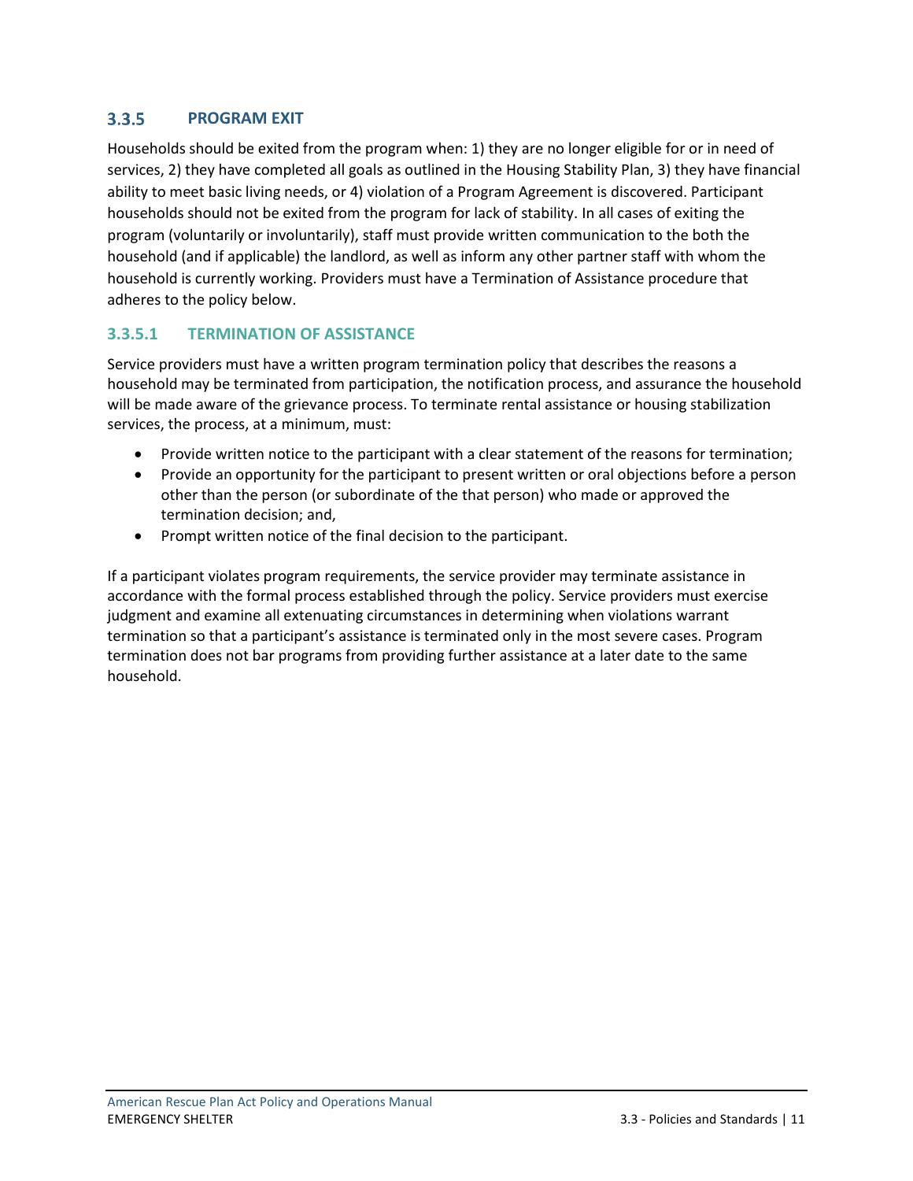### 3.3.5 PROGRAM EXIT

Households should be exited from the program when: 1) they are no longer eligible for or in need of services, 2) they have completed all goals as outlined in the Housing Stability Plan, 3) they have financial ability to meet basic living needs, or 4) violation of a Program Agreement is discovered. Participant households should not be exited from the program for lack of stability. In all cases of exiting the program (voluntarily or involuntarily), staff must provide written communication to the both the household (and if applicable) the landlord, as well as inform any other partner staff with whom the household is currently working. Providers must have a Termination of Assistance procedure that adheres to the policy below.

#### 3.3.5.1 TERMINATION OF ASSISTANCE

Service providers must have a written program termination policy that describes the reasons a household may be terminated from participation, the notification process, and assurance the household will be made aware of the grievance process. To terminate rental assistance or housing stabilization services, the process, at a minimum, must:

- Provide written notice to the participant with a clear statement of the reasons for termination;
- Provide an opportunity for the participant to present written or oral objections before a person other than the person (or subordinate of the that person) who made or approved the termination decision; and,
- Prompt written notice of the final decision to the participant.

If a participant violates program requirements, the service provider may terminate assistance in accordance with the formal process established through the policy. Service providers must exercise judgment and examine all extenuating circumstances in determining when violations warrant termination so that a participant's assistance is terminated only in the most severe cases. Program termination does not bar programs from providing further assistance at a later date to the same household.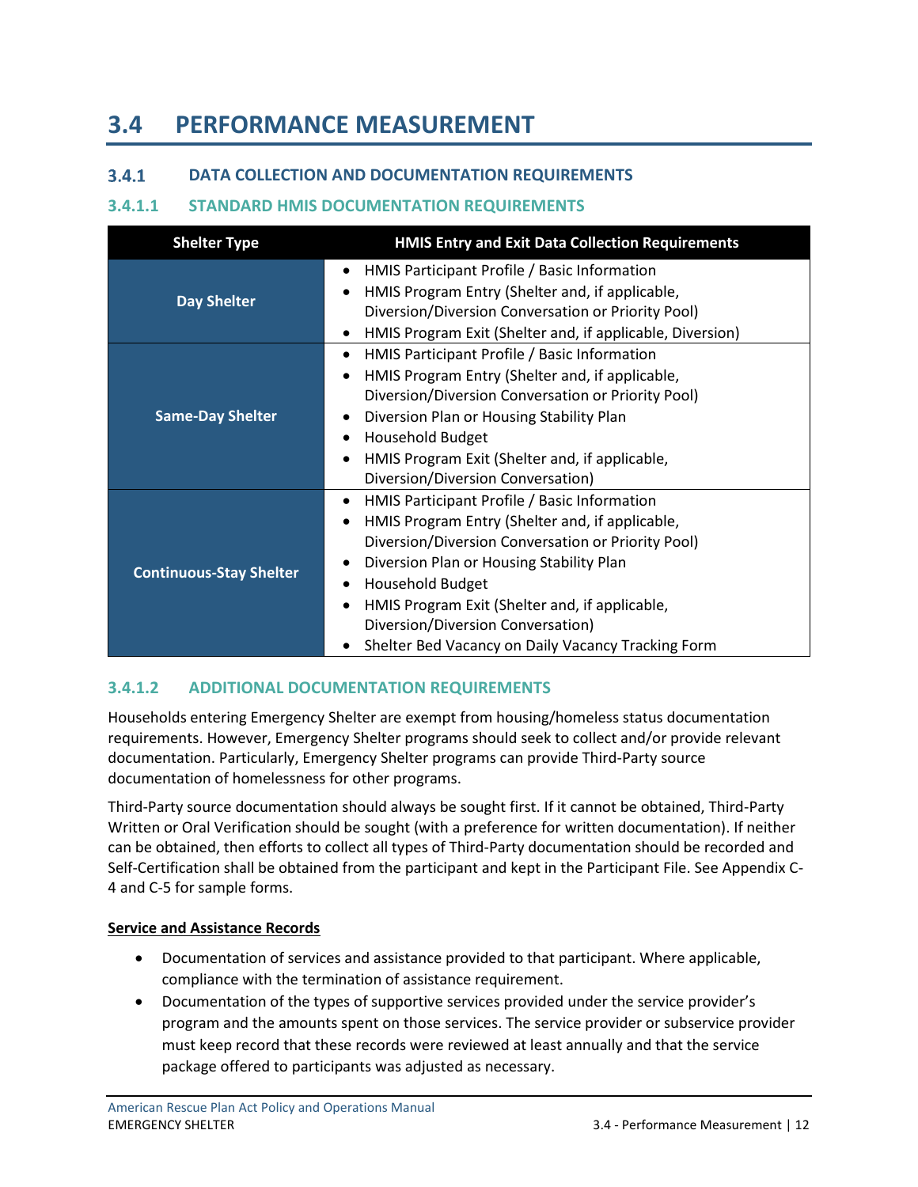# 3.4 PERFORMANCE MEASUREMENT

## 3.4.1 DATA COLLECTION AND DOCUMENTATION REQUIREMENTS

### 3.4.1.1 STANDARD HMIS DOCUMENTATION REQUIREMENTS

| Shelter Type | HMIS Entry and Exit Data Collection Requirements |
|---|---|
| **Day Shelter** | • HMIS Participant Profile / Basic Information<br>• HMIS Program Entry (Shelter and, if applicable, Diversion/Diversion Conversation or Priority Pool)<br>• HMIS Program Exit (Shelter and, if applicable, Diversion) |
| **Same-Day Shelter** | • HMIS Participant Profile / Basic Information<br>• HMIS Program Entry (Shelter and, if applicable, Diversion/Diversion Conversation or Priority Pool)<br>• Diversion Plan or Housing Stability Plan<br>• Household Budget<br>• HMIS Program Exit (Shelter and, if applicable, Diversion/Diversion Conversation) |
| **Continuous-Stay Shelter** | • HMIS Participant Profile / Basic Information<br>• HMIS Program Entry (Shelter and, if applicable, Diversion/Diversion Conversation or Priority Pool)<br>• Diversion Plan or Housing Stability Plan<br>• Household Budget<br>• HMIS Program Exit (Shelter and, if applicable, Diversion/Diversion Conversation)<br>• Shelter Bed Vacancy on Daily Vacancy Tracking Form |

### 3.4.1.2 ADDITIONAL DOCUMENTATION REQUIREMENTS

Households entering Emergency Shelter are exempt from housing/homeless status documentation requirements. However, Emergency Shelter programs should seek to collect and/or provide relevant documentation. Particularly, Emergency Shelter programs can provide Third-Party source documentation of homelessness for other programs.

Third-Party source documentation should always be sought first. If it cannot be obtained, Third-Party Written or Oral Verification should be sought (with a preference for written documentation). If neither can be obtained, then efforts to collect all types of Third-Party documentation should be recorded and Self-Certification shall be obtained from the participant and kept in the Participant File. See Appendix C-4 and C-5 for sample forms.

**Service and Assistance Records**

- Documentation of services and assistance provided to that participant. Where applicable, compliance with the termination of assistance requirement.
- Documentation of the types of supportive services provided under the service provider's program and the amounts spent on those services. The service provider or subservice provider must keep record that these records were reviewed at least annually and that the service package offered to participants was adjusted as necessary.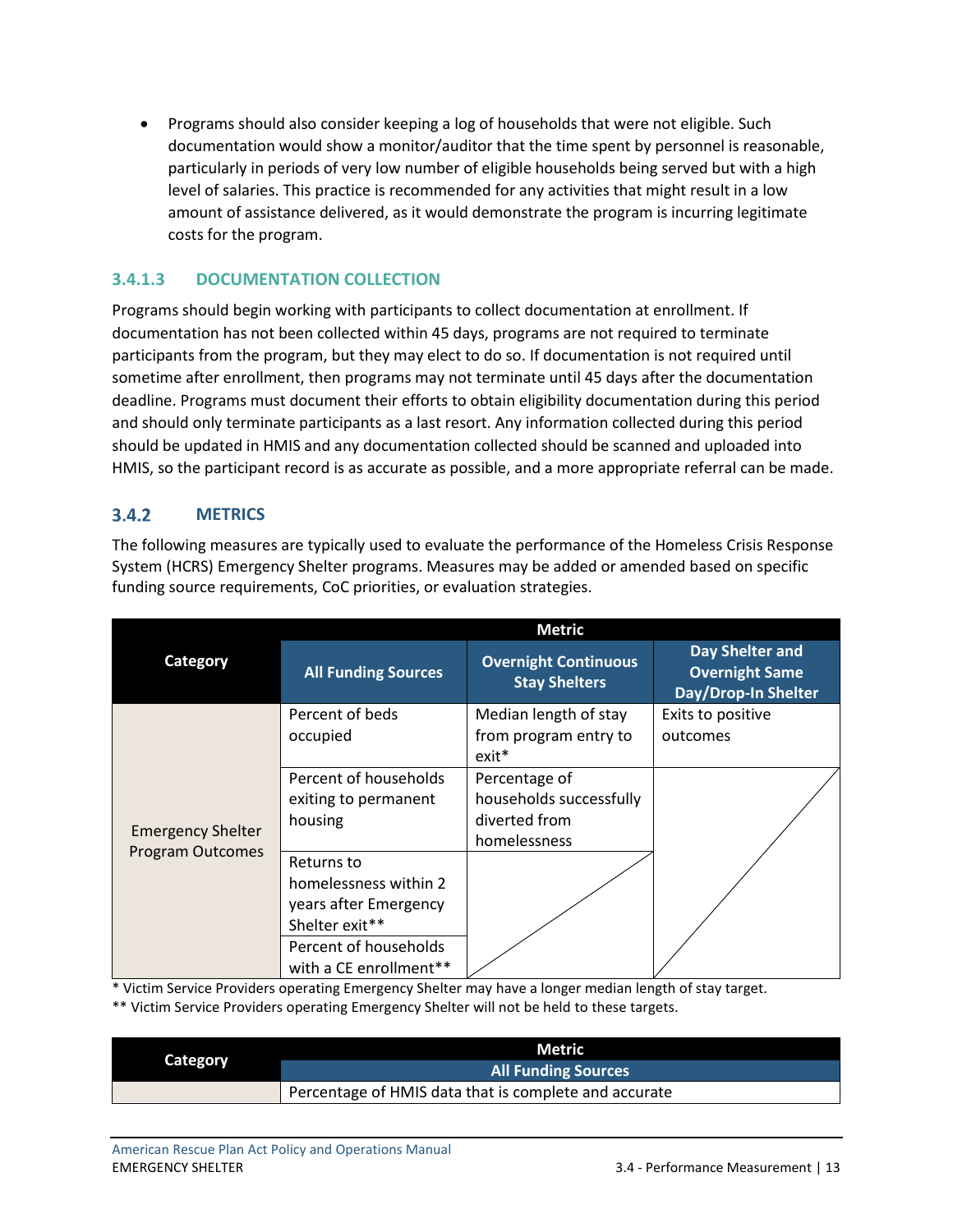- Programs should also consider keeping a log of households that were not eligible. Such documentation would show a monitor/auditor that the time spent by personnel is reasonable, particularly in periods of very low number of eligible households being served but with a high level of salaries. This practice is recommended for any activities that might result in a low amount of assistance delivered, as it would demonstrate the program is incurring legitimate costs for the program.

#### 3.4.1.3 DOCUMENTATION COLLECTION

Programs should begin working with participants to collect documentation at enrollment. If documentation has not been collected within 45 days, programs are not required to terminate participants from the program, but they may elect to do so. If documentation is not required until sometime after enrollment, then programs may not terminate until 45 days after the documentation deadline. Programs must document their efforts to obtain eligibility documentation during this period and should only terminate participants as a last resort. Any information collected during this period should be updated in HMIS and any documentation collected should be scanned and uploaded into HMIS, so the participant record is as accurate as possible, and a more appropriate referral can be made.

### 3.4.2 METRICS

The following measures are typically used to evaluate the performance of the Homeless Crisis Response System (HCRS) Emergency Shelter programs. Measures may be added or amended based on specific funding source requirements, CoC priorities, or evaluation strategies.

| Category | Metric | | |
|---|---|---|---|
| | **All Funding Sources** | **Overnight Continuous Stay Shelters** | **Day Shelter and Overnight Same Day/Drop-In Shelter** |
| Emergency Shelter Program Outcomes | Percent of beds occupied | Median length of stay from program entry to exit* | Exits to positive outcomes |
| | Percent of households exiting to permanent housing | Percentage of households successfully diverted from homelessness | |
| | Returns to homelessness within 2 years after Emergency Shelter exit** | | |
| | Percent of households with a CE enrollment** | | |

\* Victim Service Providers operating Emergency Shelter may have a longer median length of stay target.

\*\* Victim Service Providers operating Emergency Shelter will not be held to these targets.

| Category | Metric |
|---|---|
| | **All Funding Sources** |
| | Percentage of HMIS data that is complete and accurate |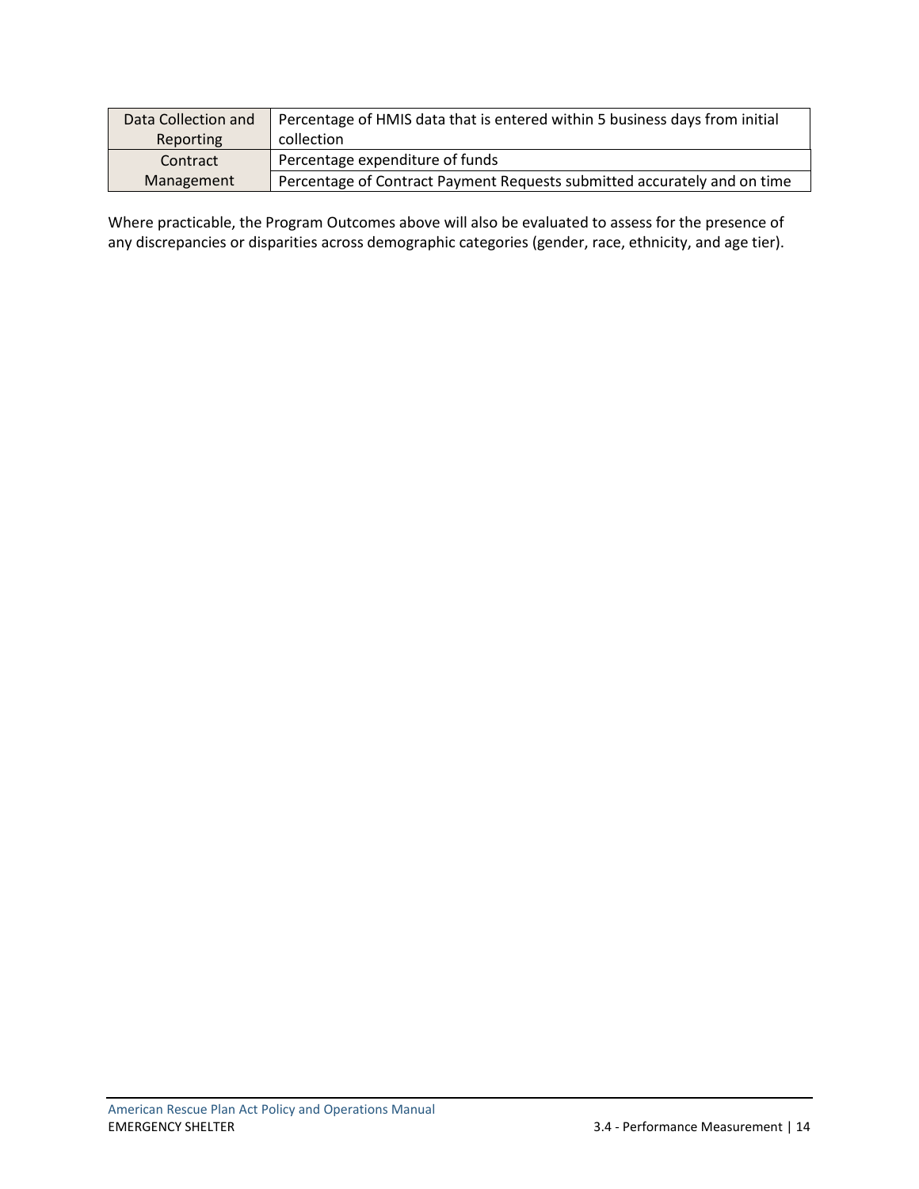| | |
|---|---|
| Data Collection and Reporting | Percentage of HMIS data that is entered within 5 business days from initial collection |
| Contract Management | Percentage expenditure of funds |
| | Percentage of Contract Payment Requests submitted accurately and on time |

Where practicable, the Program Outcomes above will also be evaluated to assess for the presence of any discrepancies or disparities across demographic categories (gender, race, ethnicity, and age tier).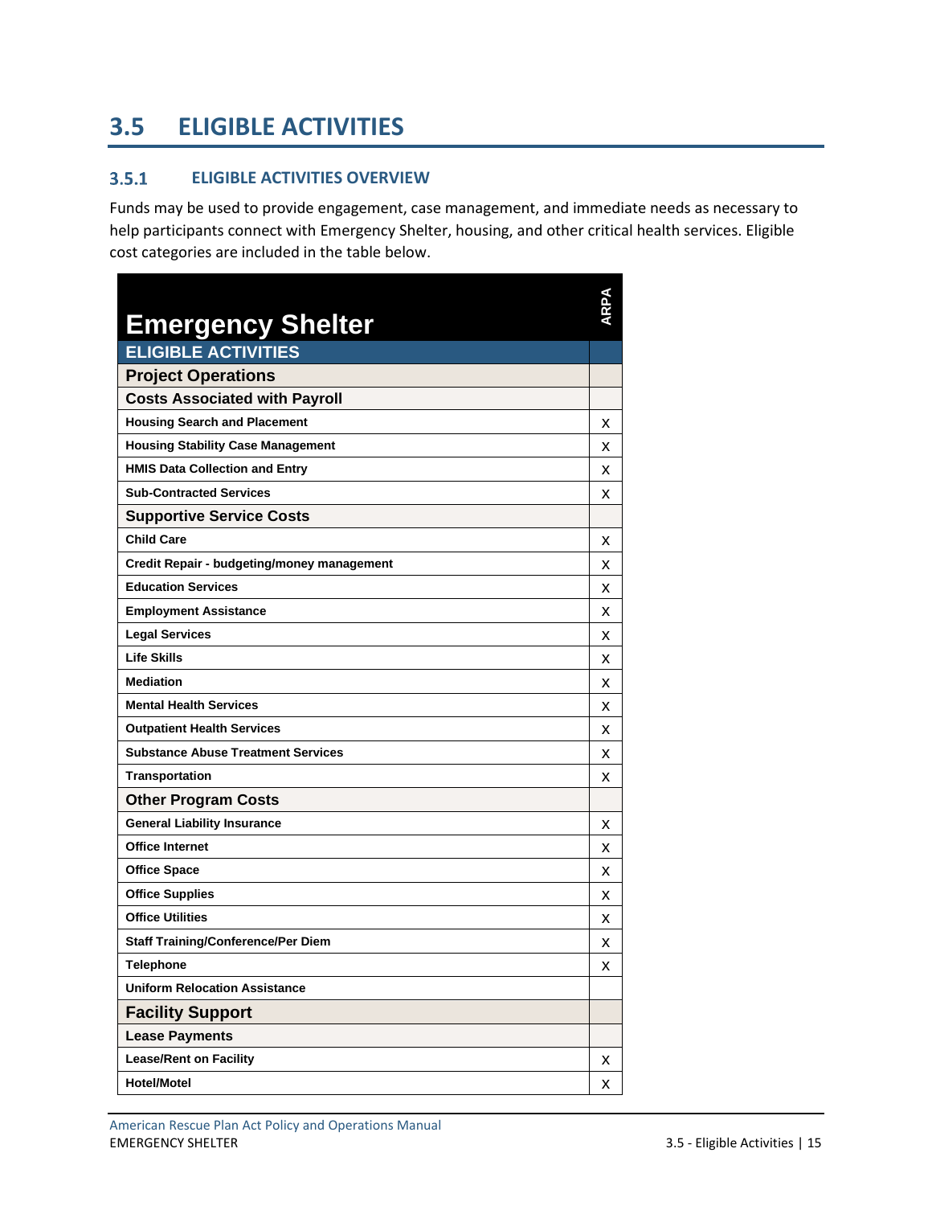## 3.5 ELIGIBLE ACTIVITIES

### 3.5.1 ELIGIBLE ACTIVITIES OVERVIEW

Funds may be used to provide engagement, case management, and immediate needs as necessary to help participants connect with Emergency Shelter, housing, and other critical health services. Eligible cost categories are included in the table below.

| Emergency Shelter | ARPA |
|---|---|
| **ELIGIBLE ACTIVITIES** | |
| **Project Operations** | |
| **Costs Associated with Payroll** | |
| Housing Search and Placement | X |
| Housing Stability Case Management | X |
| HMIS Data Collection and Entry | X |
| Sub-Contracted Services | X |
| **Supportive Service Costs** | |
| Child Care | X |
| Credit Repair - budgeting/money management | X |
| Education Services | X |
| Employment Assistance | X |
| Legal Services | X |
| Life Skills | X |
| Mediation | X |
| Mental Health Services | X |
| Outpatient Health Services | X |
| Substance Abuse Treatment Services | X |
| Transportation | X |
| **Other Program Costs** | |
| General Liability Insurance | X |
| Office Internet | X |
| Office Space | X |
| Office Supplies | X |
| Office Utilities | X |
| Staff Training/Conference/Per Diem | X |
| Telephone | X |
| Uniform Relocation Assistance | |
| **Facility Support** | |
| **Lease Payments** | |
| Lease/Rent on Facility | X |
| Hotel/Motel | X |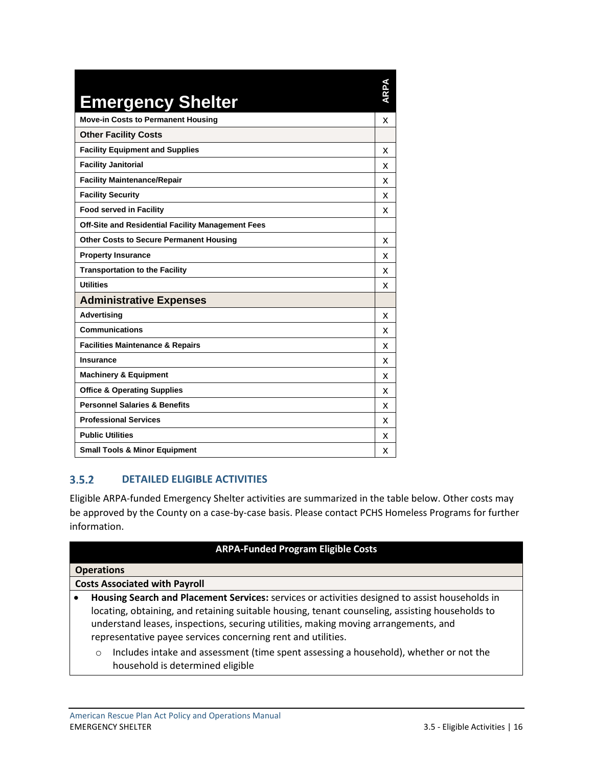| Emergency Shelter | ARPA |
|---|---|
| Move-in Costs to Permanent Housing | X |
| **Other Facility Costs** | |
| Facility Equipment and Supplies | X |
| Facility Janitorial | X |
| Facility Maintenance/Repair | X |
| Facility Security | X |
| Food served in Facility | X |
| Off-Site and Residential Facility Management Fees | |
| Other Costs to Secure Permanent Housing | X |
| Property Insurance | X |
| Transportation to the Facility | X |
| Utilities | X |
| **Administrative Expenses** | |
| Advertising | X |
| Communications | X |
| Facilities Maintenance & Repairs | X |
| Insurance | X |
| Machinery & Equipment | X |
| Office & Operating Supplies | X |
| Personnel Salaries & Benefits | X |
| Professional Services | X |
| Public Utilities | X |
| Small Tools & Minor Equipment | X |

### 3.5.2 DETAILED ELIGIBLE ACTIVITIES

Eligible ARPA-funded Emergency Shelter activities are summarized in the table below. Other costs may be approved by the County on a case-by-case basis. Please contact PCHS Homeless Programs for further information.

| ARPA-Funded Program Eligible Costs |
|---|
| **Operations** |
| **Costs Associated with Payroll** |
| • **Housing Search and Placement Services:** services or activities designed to assist households in locating, obtaining, and retaining suitable housing, tenant counseling, assisting households to understand leases, inspections, securing utilities, making moving arrangements, and representative payee services concerning rent and utilities.<br>  ○ Includes intake and assessment (time spent assessing a household), whether or not the household is determined eligible |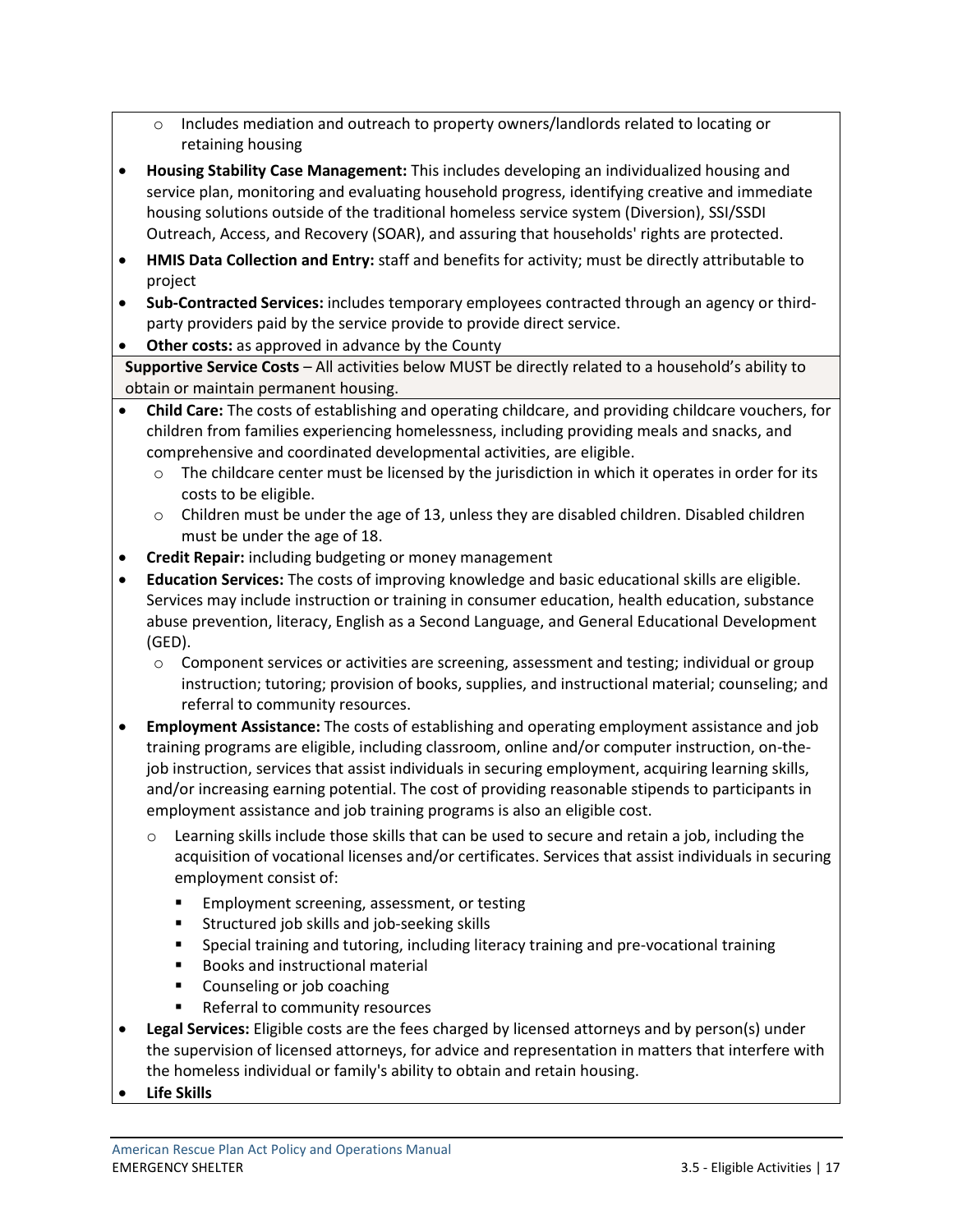- Includes mediation and outreach to property owners/landlords related to locating or retaining housing

- **Housing Stability Case Management:** This includes developing an individualized housing and service plan, monitoring and evaluating household progress, identifying creative and immediate housing solutions outside of the traditional homeless service system (Diversion), SSI/SSDI Outreach, Access, and Recovery (SOAR), and assuring that households' rights are protected.
- **HMIS Data Collection and Entry:** staff and benefits for activity; must be directly attributable to project
- **Sub-Contracted Services:** includes temporary employees contracted through an agency or third-party providers paid by the service provide to provide direct service.
- **Other costs:** as approved in advance by the County

**Supportive Service Costs** – All activities below MUST be directly related to a household's ability to obtain or maintain permanent housing.

- **Child Care:** The costs of establishing and operating childcare, and providing childcare vouchers, for children from families experiencing homelessness, including providing meals and snacks, and comprehensive and coordinated developmental activities, are eligible.
  - The childcare center must be licensed by the jurisdiction in which it operates in order for its costs to be eligible.
  - Children must be under the age of 13, unless they are disabled children. Disabled children must be under the age of 18.
- **Credit Repair:** including budgeting or money management
- **Education Services:** The costs of improving knowledge and basic educational skills are eligible. Services may include instruction or training in consumer education, health education, substance abuse prevention, literacy, English as a Second Language, and General Educational Development (GED).
  - Component services or activities are screening, assessment and testing; individual or group instruction; tutoring; provision of books, supplies, and instructional material; counseling; and referral to community resources.
- **Employment Assistance:** The costs of establishing and operating employment assistance and job training programs are eligible, including classroom, online and/or computer instruction, on-the-job instruction, services that assist individuals in securing employment, acquiring learning skills, and/or increasing earning potential. The cost of providing reasonable stipends to participants in employment assistance and job training programs is also an eligible cost.
  - Learning skills include those skills that can be used to secure and retain a job, including the acquisition of vocational licenses and/or certificates. Services that assist individuals in securing employment consist of:
    - Employment screening, assessment, or testing
    - Structured job skills and job-seeking skills
    - Special training and tutoring, including literacy training and pre-vocational training
    - Books and instructional material
    - Counseling or job coaching
    - Referral to community resources
- **Legal Services:** Eligible costs are the fees charged by licensed attorneys and by person(s) under the supervision of licensed attorneys, for advice and representation in matters that interfere with the homeless individual or family's ability to obtain and retain housing.
- **Life Skills**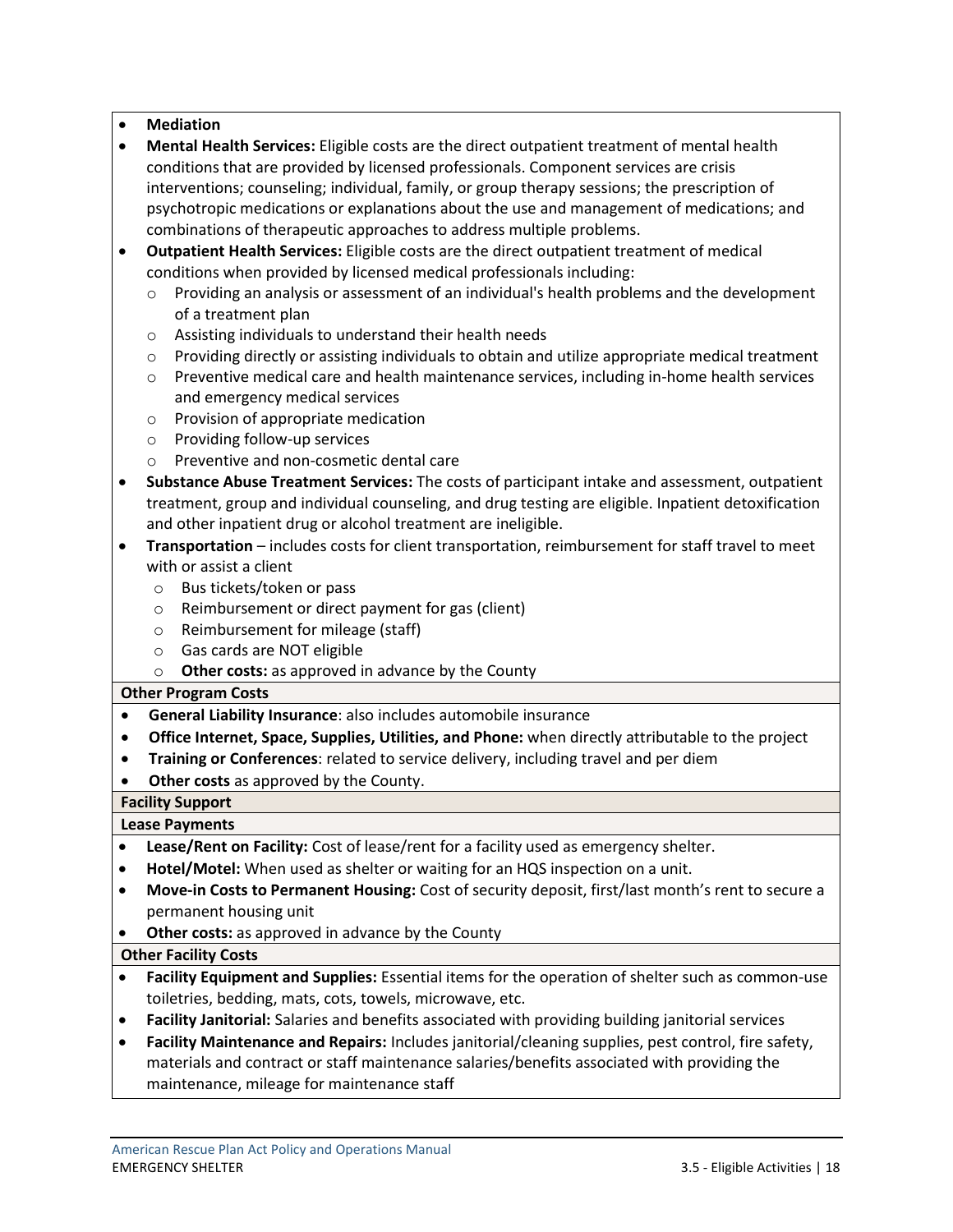- **Mediation**
- **Mental Health Services:** Eligible costs are the direct outpatient treatment of mental health conditions that are provided by licensed professionals. Component services are crisis interventions; counseling; individual, family, or group therapy sessions; the prescription of psychotropic medications or explanations about the use and management of medications; and combinations of therapeutic approaches to address multiple problems.
- **Outpatient Health Services:** Eligible costs are the direct outpatient treatment of medical conditions when provided by licensed medical professionals including:
  - Providing an analysis or assessment of an individual's health problems and the development of a treatment plan
  - Assisting individuals to understand their health needs
  - Providing directly or assisting individuals to obtain and utilize appropriate medical treatment
  - Preventive medical care and health maintenance services, including in-home health services and emergency medical services
  - Provision of appropriate medication
  - Providing follow-up services
  - Preventive and non-cosmetic dental care
- **Substance Abuse Treatment Services:** The costs of participant intake and assessment, outpatient treatment, group and individual counseling, and drug testing are eligible. Inpatient detoxification and other inpatient drug or alcohol treatment are ineligible.
- **Transportation** – includes costs for client transportation, reimbursement for staff travel to meet with or assist a client
  - Bus tickets/token or pass
  - Reimbursement or direct payment for gas (client)
  - Reimbursement for mileage (staff)
  - Gas cards are NOT eligible
  - **Other costs:** as approved in advance by the County

**Other Program Costs**

- **General Liability Insurance**: also includes automobile insurance
- **Office Internet, Space, Supplies, Utilities, and Phone:** when directly attributable to the project
- **Training or Conferences**: related to service delivery, including travel and per diem
- **Other costs** as approved by the County.

**Facility Support**

**Lease Payments**

- **Lease/Rent on Facility:** Cost of lease/rent for a facility used as emergency shelter.
- **Hotel/Motel:** When used as shelter or waiting for an HQS inspection on a unit.
- **Move-in Costs to Permanent Housing:** Cost of security deposit, first/last month's rent to secure a permanent housing unit
- **Other costs:** as approved in advance by the County

**Other Facility Costs**

- **Facility Equipment and Supplies:** Essential items for the operation of shelter such as common-use toiletries, bedding, mats, cots, towels, microwave, etc.
- **Facility Janitorial:** Salaries and benefits associated with providing building janitorial services
- **Facility Maintenance and Repairs:** Includes janitorial/cleaning supplies, pest control, fire safety, materials and contract or staff maintenance salaries/benefits associated with providing the maintenance, mileage for maintenance staff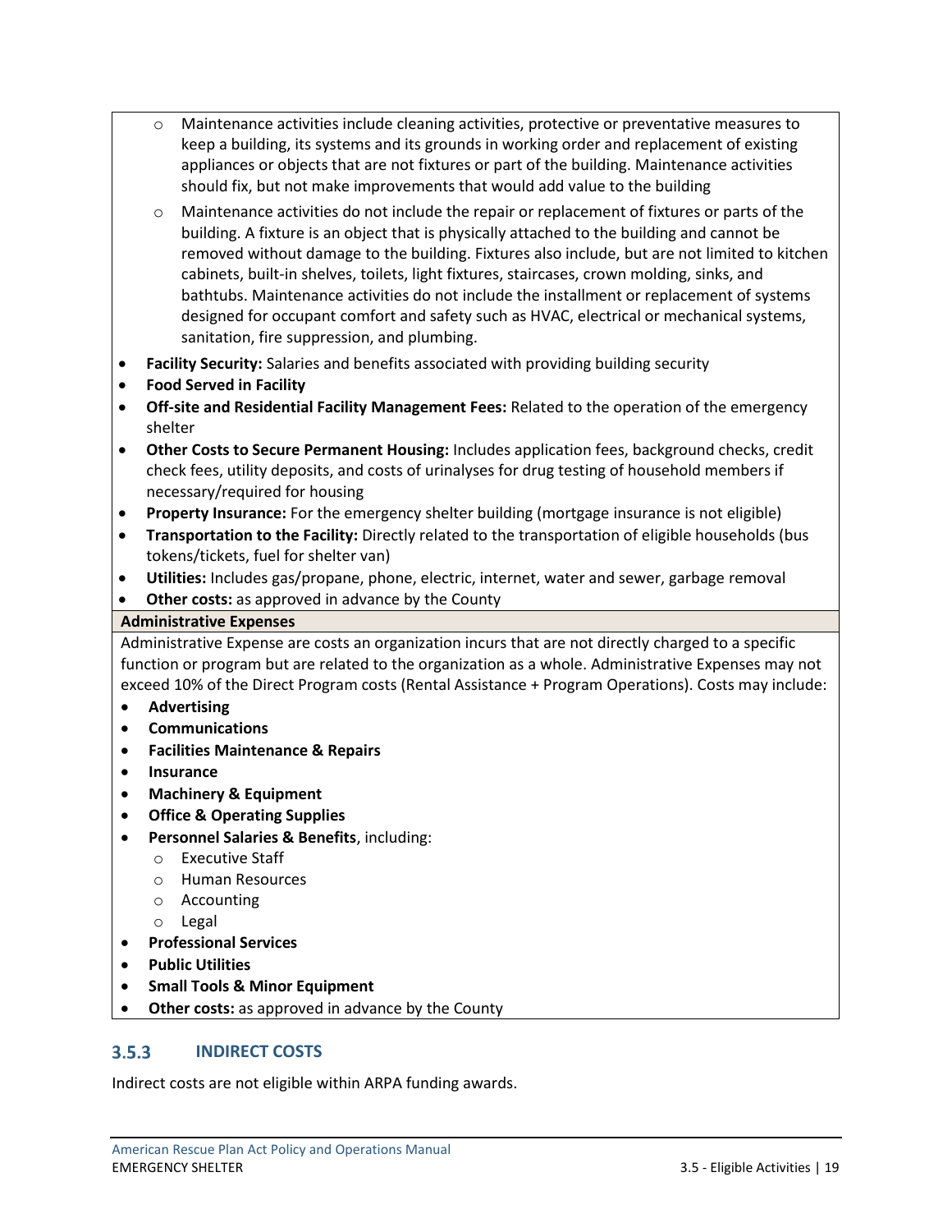- Maintenance activities include cleaning activities, protective or preventative measures to keep a building, its systems and its grounds in working order and replacement of existing appliances or objects that are not fixtures or part of the building. Maintenance activities should fix, but not make improvements that would add value to the building
- Maintenance activities do not include the repair or replacement of fixtures or parts of the building. A fixture is an object that is physically attached to the building and cannot be removed without damage to the building. Fixtures also include, but are not limited to kitchen cabinets, built-in shelves, toilets, light fixtures, staircases, crown molding, sinks, and bathtubs. Maintenance activities do not include the installment or replacement of systems designed for occupant comfort and safety such as HVAC, electrical or mechanical systems, sanitation, fire suppression, and plumbing.

- **Facility Security:** Salaries and benefits associated with providing building security
- **Food Served in Facility**
- **Off-site and Residential Facility Management Fees:** Related to the operation of the emergency shelter
- **Other Costs to Secure Permanent Housing:** Includes application fees, background checks, credit check fees, utility deposits, and costs of urinalyses for drug testing of household members if necessary/required for housing
- **Property Insurance:** For the emergency shelter building (mortgage insurance is not eligible)
- **Transportation to the Facility:** Directly related to the transportation of eligible households (bus tokens/tickets, fuel for shelter van)
- **Utilities:** Includes gas/propane, phone, electric, internet, water and sewer, garbage removal
- **Other costs:** as approved in advance by the County

**Administrative Expenses**

Administrative Expense are costs an organization incurs that are not directly charged to a specific function or program but are related to the organization as a whole. Administrative Expenses may not exceed 10% of the Direct Program costs (Rental Assistance + Program Operations). Costs may include:

- **Advertising**
- **Communications**
- **Facilities Maintenance & Repairs**
- **Insurance**
- **Machinery & Equipment**
- **Office & Operating Supplies**
- **Personnel Salaries & Benefits**, including:
  - Executive Staff
  - Human Resources
  - Accounting
  - Legal
- **Professional Services**
- **Public Utilities**
- **Small Tools & Minor Equipment**
- **Other costs:** as approved in advance by the County

### 3.5.3 INDIRECT COSTS

Indirect costs are not eligible within ARPA funding awards.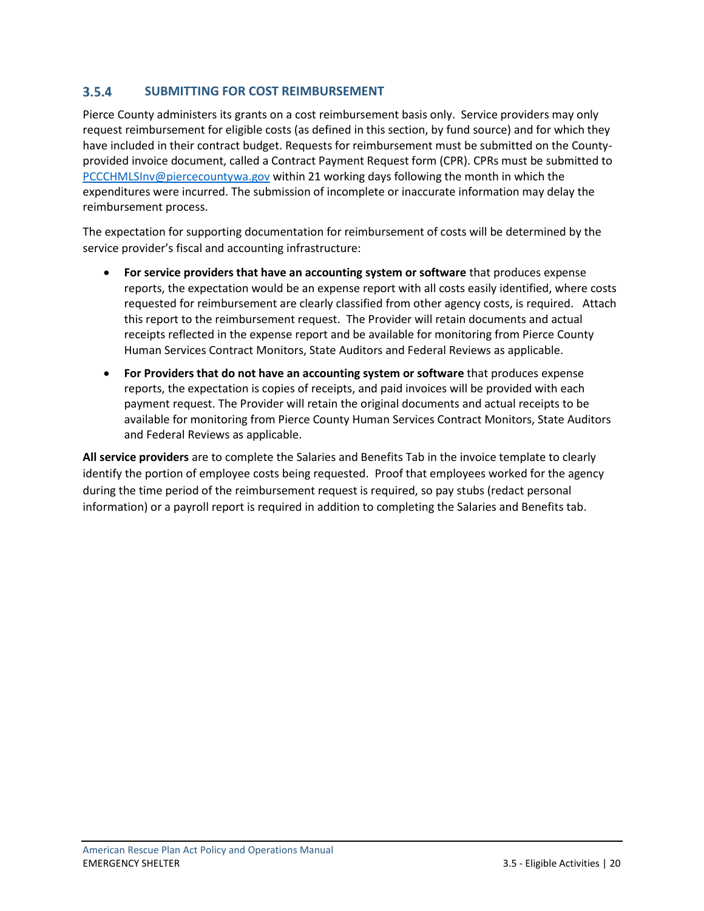### 3.5.4 SUBMITTING FOR COST REIMBURSEMENT

Pierce County administers its grants on a cost reimbursement basis only. Service providers may only request reimbursement for eligible costs (as defined in this section, by fund source) and for which they have included in their contract budget. Requests for reimbursement must be submitted on the County-provided invoice document, called a Contract Payment Request form (CPR). CPRs must be submitted to PCCCHMLSInv@piercecountywa.gov within 21 working days following the month in which the expenditures were incurred. The submission of incomplete or inaccurate information may delay the reimbursement process.

The expectation for supporting documentation for reimbursement of costs will be determined by the service provider's fiscal and accounting infrastructure:

- **For service providers that have an accounting system or software** that produces expense reports, the expectation would be an expense report with all costs easily identified, where costs requested for reimbursement are clearly classified from other agency costs, is required. Attach this report to the reimbursement request. The Provider will retain documents and actual receipts reflected in the expense report and be available for monitoring from Pierce County Human Services Contract Monitors, State Auditors and Federal Reviews as applicable.
- **For Providers that do not have an accounting system or software** that produces expense reports, the expectation is copies of receipts, and paid invoices will be provided with each payment request. The Provider will retain the original documents and actual receipts to be available for monitoring from Pierce County Human Services Contract Monitors, State Auditors and Federal Reviews as applicable.

**All service providers** are to complete the Salaries and Benefits Tab in the invoice template to clearly identify the portion of employee costs being requested. Proof that employees worked for the agency during the time period of the reimbursement request is required, so pay stubs (redact personal information) or a payroll report is required in addition to completing the Salaries and Benefits tab.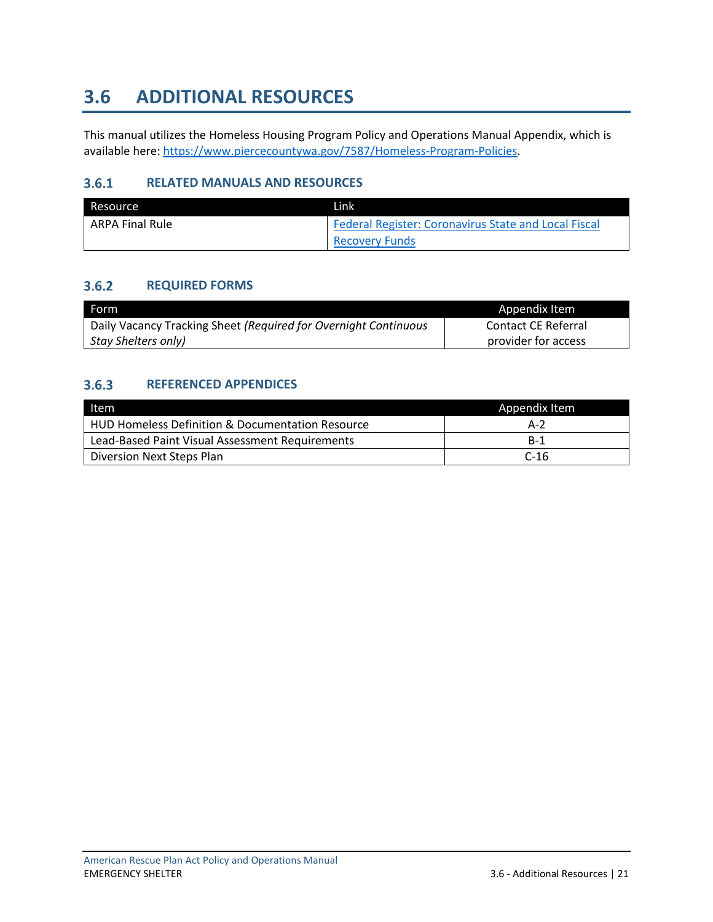# 3.6 ADDITIONAL RESOURCES

This manual utilizes the Homeless Housing Program Policy and Operations Manual Appendix, which is available here: [https://www.piercecountywa.gov/7587/Homeless-Program-Policies](https://www.piercecountywa.gov/7587/Homeless-Program-Policies).

## 3.6.1 RELATED MANUALS AND RESOURCES

| Resource | Link |
|---|---|
| ARPA Final Rule | Federal Register: Coronavirus State and Local Fiscal Recovery Funds |

## 3.6.2 REQUIRED FORMS

| Form | Appendix Item |
|---|---|
| Daily Vacancy Tracking Sheet *(Required for Overnight Continuous Stay Shelters only)* | Contact CE Referral provider for access |

## 3.6.3 REFERENCED APPENDICES

| Item | Appendix Item |
|---|---|
| HUD Homeless Definition & Documentation Resource | A-2 |
| Lead-Based Paint Visual Assessment Requirements | B-1 |
| Diversion Next Steps Plan | C-16 |